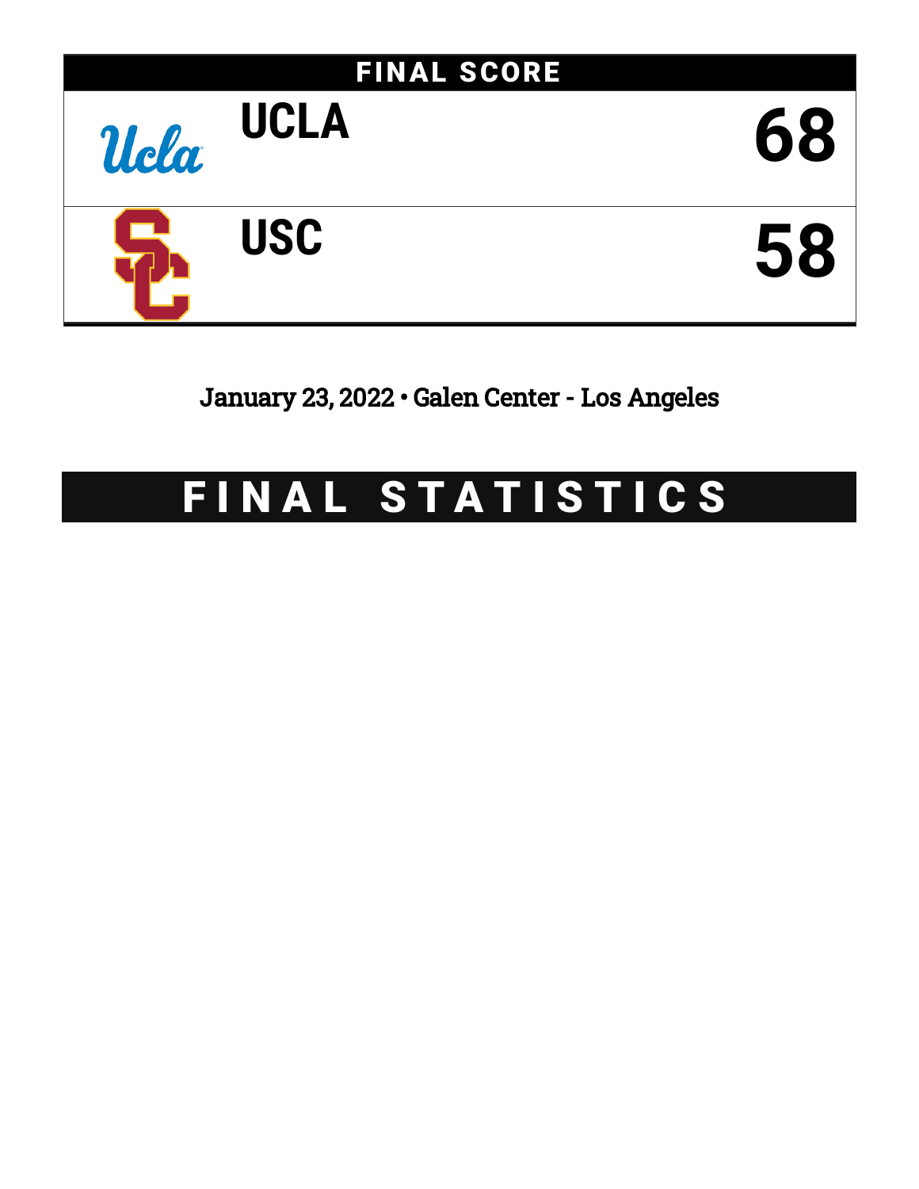## FINAL SCORE

| | |
|---|---|
| **UCLA** | **68** |
| **USC** | **58** |

January 23, 2022 • Galen Center - Los Angeles

# FINAL STATISTICS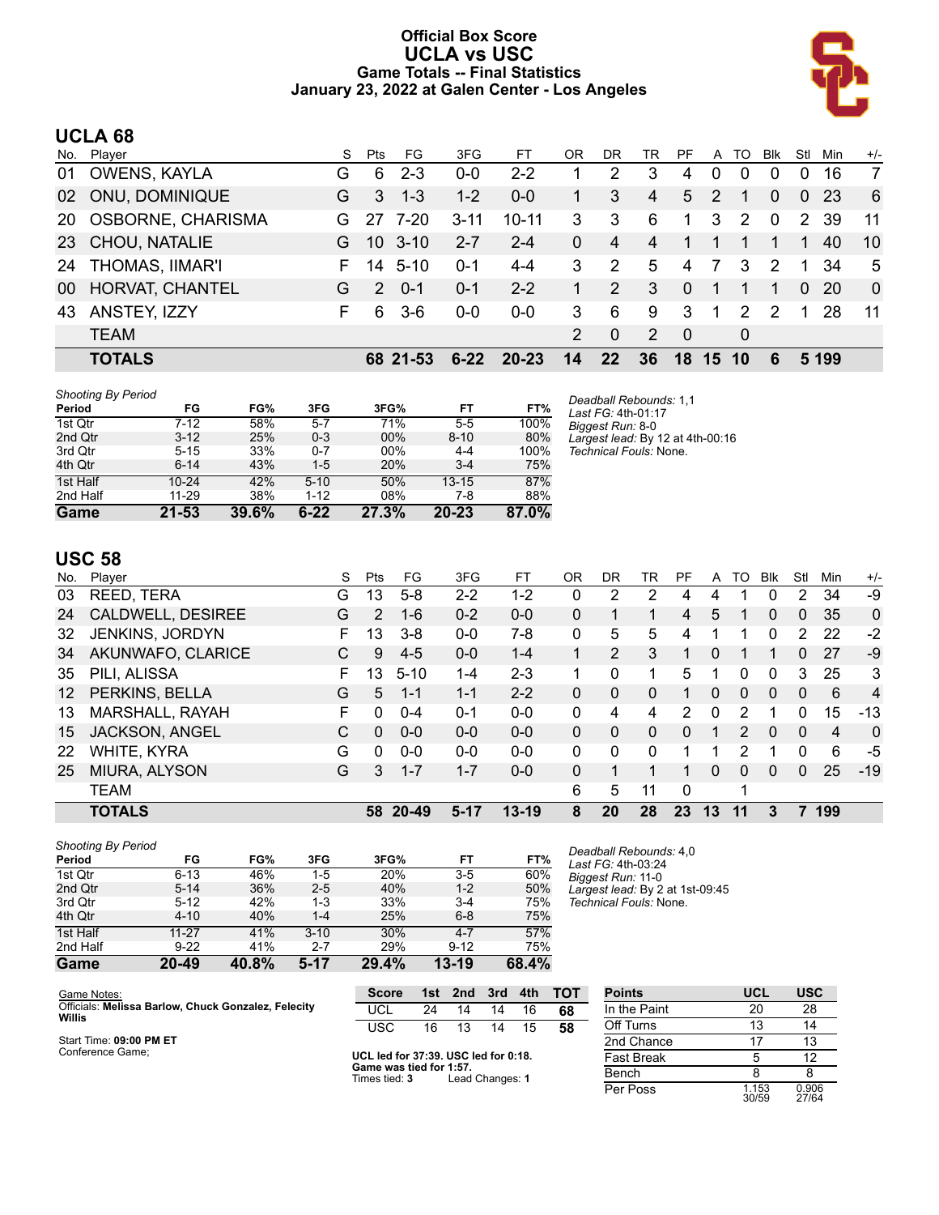# Official Box Score
# UCLA vs USC
## Game Totals -- Final Statistics
## January 23, 2022 at Galen Center - Los Angeles

## UCLA 68

| No. | Player | S | Pts | FG | 3FG | FT | OR | DR | TR | PF | A | TO | Blk | Stl | Min | +/- |
|---|---|---|---|---|---|---|---|---|---|---|---|---|---|---|---|---|
| 01 | OWENS, KAYLA | G | 6 | 2-3 | 0-0 | 2-2 | 1 | 2 | 3 | 4 | 0 | 0 | 0 | 0 | 16 | 7 |
| 02 | ONU, DOMINIQUE | G | 3 | 1-3 | 1-2 | 0-0 | 1 | 3 | 4 | 5 | 2 | 1 | 0 | 0 | 23 | 6 |
| 20 | OSBORNE, CHARISMA | G | 27 | 7-20 | 3-11 | 10-11 | 3 | 3 | 6 | 1 | 3 | 2 | 0 | 2 | 39 | 11 |
| 23 | CHOU, NATALIE | G | 10 | 3-10 | 2-7 | 2-4 | 0 | 4 | 4 | 1 | 1 | 1 | 1 | 1 | 40 | 10 |
| 24 | THOMAS, IIMAR'I | F | 14 | 5-10 | 0-1 | 4-4 | 3 | 2 | 5 | 4 | 7 | 3 | 2 | 1 | 34 | 5 |
| 00 | HORVAT, CHANTEL | G | 2 | 0-1 | 0-1 | 2-2 | 1 | 2 | 3 | 0 | 1 | 1 | 1 | 0 | 20 | 0 |
| 43 | ANSTEY, IZZY | F | 6 | 3-6 | 0-0 | 0-0 | 3 | 6 | 9 | 3 | 1 | 2 | 2 | 1 | 28 | 11 |
| | TEAM | | | | | | 2 | 0 | 2 | 0 | | 0 | | | | |
| | **TOTALS** | | **68** | **21-53** | **6-22** | **20-23** | **14** | **22** | **36** | **18** | **15** | **10** | **6** | **5** | **199** | |

*Shooting By Period*

| Period | FG | FG% | 3FG | 3FG% | FT | FT% |
|---|---|---|---|---|---|---|
| 1st Qtr | 7-12 | 58% | 5-7 | 71% | 5-5 | 100% |
| 2nd Qtr | 3-12 | 25% | 0-3 | 00% | 8-10 | 80% |
| 3rd Qtr | 5-15 | 33% | 0-7 | 00% | 4-4 | 100% |
| 4th Qtr | 6-14 | 43% | 1-5 | 20% | 3-4 | 75% |
| 1st Half | 10-24 | 42% | 5-10 | 50% | 13-15 | 87% |
| 2nd Half | 11-29 | 38% | 1-12 | 08% | 7-8 | 88% |
| **Game** | **21-53** | **39.6%** | **6-22** | **27.3%** | **20-23** | **87.0%** |

*Deadball Rebounds:* 1,1
*Last FG:* 4th-01:17
*Biggest Run:* 8-0
*Largest lead:* By 12 at 4th-00:16
*Technical Fouls:* None.

## USC 58

| No. | Player | S | Pts | FG | 3FG | FT | OR | DR | TR | PF | A | TO | Blk | Stl | Min | +/- |
|---|---|---|---|---|---|---|---|---|---|---|---|---|---|---|---|---|
| 03 | REED, TERA | G | 13 | 5-8 | 2-2 | 1-2 | 0 | 2 | 2 | 4 | 4 | 1 | 0 | 2 | 34 | -9 |
| 24 | CALDWELL, DESIREE | G | 2 | 1-6 | 0-2 | 0-0 | 0 | 1 | 1 | 4 | 5 | 1 | 0 | 0 | 35 | 0 |
| 32 | JENKINS, JORDYN | F | 13 | 3-8 | 0-0 | 7-8 | 0 | 5 | 5 | 4 | 1 | 1 | 0 | 2 | 22 | -2 |
| 34 | AKUNWAFO, CLARICE | C | 9 | 4-5 | 0-0 | 1-4 | 1 | 2 | 3 | 1 | 0 | 1 | 1 | 0 | 27 | -9 |
| 35 | PILI, ALISSA | F | 13 | 5-10 | 1-4 | 2-3 | 1 | 0 | 1 | 5 | 1 | 0 | 0 | 3 | 25 | 3 |
| 12 | PERKINS, BELLA | G | 5 | 1-1 | 1-1 | 2-2 | 0 | 0 | 0 | 1 | 0 | 0 | 0 | 0 | 6 | 4 |
| 13 | MARSHALL, RAYAH | F | 0 | 0-4 | 0-1 | 0-0 | 0 | 4 | 4 | 2 | 0 | 2 | 1 | 0 | 15 | -13 |
| 15 | JACKSON, ANGEL | C | 0 | 0-0 | 0-0 | 0-0 | 0 | 0 | 0 | 0 | 1 | 2 | 0 | 0 | 4 | 0 |
| 22 | WHITE, KYRA | G | 0 | 0-0 | 0-0 | 0-0 | 0 | 0 | 0 | 1 | 1 | 2 | 1 | 0 | 6 | -5 |
| 25 | MIURA, ALYSON | G | 3 | 1-7 | 1-7 | 0-0 | 0 | 1 | 1 | 1 | 0 | 0 | 0 | 0 | 25 | -19 |
| | TEAM | | | | | | 6 | 5 | 11 | 0 | | 1 | | | | |
| | **TOTALS** | | **58** | **20-49** | **5-17** | **13-19** | **8** | **20** | **28** | **23** | **13** | **11** | **3** | **7** | **199** | |

*Shooting By Period*

| Period | FG | FG% | 3FG | 3FG% | FT | FT% |
|---|---|---|---|---|---|---|
| 1st Qtr | 6-13 | 46% | 1-5 | 20% | 3-5 | 60% |
| 2nd Qtr | 5-14 | 36% | 2-5 | 40% | 1-2 | 50% |
| 3rd Qtr | 5-12 | 42% | 1-3 | 33% | 3-4 | 75% |
| 4th Qtr | 4-10 | 40% | 1-4 | 25% | 6-8 | 75% |
| 1st Half | 11-27 | 41% | 3-10 | 30% | 4-7 | 57% |
| 2nd Half | 9-22 | 41% | 2-7 | 29% | 9-12 | 75% |
| **Game** | **20-49** | **40.8%** | **5-17** | **29.4%** | **13-19** | **68.4%** |

*Deadball Rebounds:* 4,0
*Last FG:* 4th-03:24
*Biggest Run:* 11-0
*Largest lead:* By 2 at 1st-09:45
*Technical Fouls:* None.

Game Notes:
Officials: **Melissa Barlow, Chuck Gonzalez, Felecity Willis**

Start Time: **09:00 PM ET**
Conference Game;

| Score | 1st | 2nd | 3rd | 4th | TOT |
|---|---|---|---|---|---|
| UCL | 24 | 14 | 14 | 16 | **68** |
| USC | 16 | 13 | 14 | 15 | **58** |

**UCL led for 37:39. USC led for 0:18.**
**Game was tied for 1:57.**
Times tied: **3** Lead Changes: **1**

| Points | UCL | USC |
|---|---|---|
| In the Paint | 20 | 28 |
| Off Turns | 13 | 14 |
| 2nd Chance | 17 | 13 |
| Fast Break | 5 | 12 |
| Bench | 8 | 8 |
| Per Poss | 1.153 30/59 | 0.906 27/64 |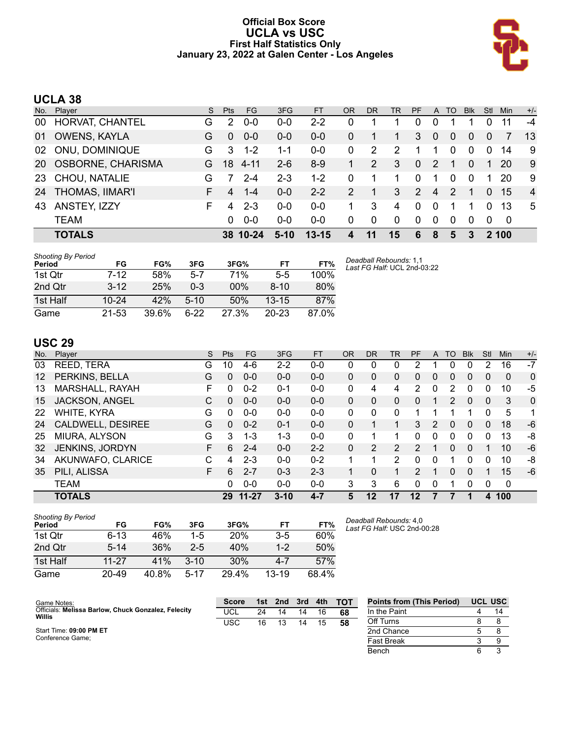# Official Box Score
## UCLA vs USC
### First Half Statistics Only
### January 23, 2022 at Galen Center - Los Angeles

## UCLA 38

| No. | Player | S | Pts | FG | 3FG | FT | OR | DR | TR | PF | A | TO | Blk | Stl | Min | +/- |
|---|---|---|---|---|---|---|---|---|---|---|---|---|---|---|---|---|
| 00 | HORVAT, CHANTEL | G | 2 | 0-0 | 0-0 | 2-2 | 0 | 1 | 1 | 0 | 0 | 1 | 1 | 0 | 11 | -4 |
| 01 | OWENS, KAYLA | G | 0 | 0-0 | 0-0 | 0-0 | 0 | 1 | 1 | 3 | 0 | 0 | 0 | 0 | 7 | 13 |
| 02 | ONU, DOMINIQUE | G | 3 | 1-2 | 1-1 | 0-0 | 0 | 2 | 2 | 1 | 1 | 0 | 0 | 0 | 14 | 9 |
| 20 | OSBORNE, CHARISMA | G | 18 | 4-11 | 2-6 | 8-9 | 1 | 2 | 3 | 0 | 2 | 1 | 0 | 1 | 20 | 9 |
| 23 | CHOU, NATALIE | G | 7 | 2-4 | 2-3 | 1-2 | 0 | 1 | 1 | 0 | 1 | 0 | 0 | 1 | 20 | 9 |
| 24 | THOMAS, IIMAR'I | F | 4 | 1-4 | 0-0 | 2-2 | 2 | 1 | 3 | 2 | 4 | 2 | 1 | 0 | 15 | 4 |
| 43 | ANSTEY, IZZY | F | 4 | 2-3 | 0-0 | 0-0 | 1 | 3 | 4 | 0 | 0 | 1 | 1 | 0 | 13 | 5 |
| | TEAM | | 0 | 0-0 | 0-0 | 0-0 | 0 | 0 | 0 | 0 | 0 | 0 | 0 | 0 | 0 | |
| | **TOTALS** | | **38** | **10-24** | **5-10** | **13-15** | **4** | **11** | **15** | **6** | **8** | **5** | **3** | **2** | **100** | |

*Shooting By Period*

| Period | FG | FG% | 3FG | 3FG% | FT | FT% |
|---|---|---|---|---|---|---|
| 1st Qtr | 7-12 | 58% | 5-7 | 71% | 5-5 | 100% |
| 2nd Qtr | 3-12 | 25% | 0-3 | 00% | 8-10 | 80% |
| 1st Half | 10-24 | 42% | 5-10 | 50% | 13-15 | 87% |
| Game | 21-53 | 39.6% | 6-22 | 27.3% | 20-23 | 87.0% |

*Deadball Rebounds:* 1,1
*Last FG Half:* UCL 2nd-03:22

## USC 29

| No. | Player | S | Pts | FG | 3FG | FT | OR | DR | TR | PF | A | TO | Blk | Stl | Min | +/- |
|---|---|---|---|---|---|---|---|---|---|---|---|---|---|---|---|---|
| 03 | REED, TERA | G | 10 | 4-6 | 2-2 | 0-0 | 0 | 0 | 0 | 2 | 1 | 0 | 0 | 2 | 16 | -7 |
| 12 | PERKINS, BELLA | G | 0 | 0-0 | 0-0 | 0-0 | 0 | 0 | 0 | 0 | 0 | 0 | 0 | 0 | 0 | 0 |
| 13 | MARSHALL, RAYAH | F | 0 | 0-2 | 0-1 | 0-0 | 0 | 4 | 4 | 2 | 0 | 2 | 0 | 0 | 10 | -5 |
| 15 | JACKSON, ANGEL | C | 0 | 0-0 | 0-0 | 0-0 | 0 | 0 | 0 | 0 | 1 | 2 | 0 | 0 | 3 | 0 |
| 22 | WHITE, KYRA | G | 0 | 0-0 | 0-0 | 0-0 | 0 | 0 | 0 | 1 | 1 | 1 | 1 | 0 | 5 | 1 |
| 24 | CALDWELL, DESIREE | G | 0 | 0-2 | 0-1 | 0-0 | 0 | 1 | 1 | 3 | 2 | 0 | 0 | 0 | 18 | -6 |
| 25 | MIURA, ALYSON | G | 3 | 1-3 | 1-3 | 0-0 | 0 | 1 | 1 | 0 | 0 | 0 | 0 | 0 | 13 | -8 |
| 32 | JENKINS, JORDYN | F | 6 | 2-4 | 0-0 | 2-2 | 0 | 2 | 2 | 2 | 1 | 0 | 0 | 1 | 10 | -6 |
| 34 | AKUNWAFO, CLARICE | C | 4 | 2-3 | 0-0 | 0-2 | 1 | 1 | 2 | 0 | 0 | 1 | 0 | 0 | 10 | -8 |
| 35 | PILI, ALISSA | F | 6 | 2-7 | 0-3 | 2-3 | 1 | 0 | 1 | 2 | 1 | 0 | 0 | 1 | 15 | -6 |
| | TEAM | | 0 | 0-0 | 0-0 | 0-0 | 3 | 3 | 6 | 0 | 0 | 1 | 0 | 0 | 0 | |
| | **TOTALS** | | **29** | **11-27** | **3-10** | **4-7** | **5** | **12** | **17** | **12** | **7** | **7** | **1** | **4** | **100** | |

*Shooting By Period*

| Period | FG | FG% | 3FG | 3FG% | FT | FT% |
|---|---|---|---|---|---|---|
| 1st Qtr | 6-13 | 46% | 1-5 | 20% | 3-5 | 60% |
| 2nd Qtr | 5-14 | 36% | 2-5 | 40% | 1-2 | 50% |
| 1st Half | 11-27 | 41% | 3-10 | 30% | 4-7 | 57% |
| Game | 20-49 | 40.8% | 5-17 | 29.4% | 13-19 | 68.4% |

*Deadball Rebounds:* 4,0
*Last FG Half:* USC 2nd-00:28

Game Notes:
Officials: **Melissa Barlow, Chuck Gonzalez, Felecity Willis**

Start Time: **09:00 PM ET**
Conference Game;

| Score | 1st | 2nd | 3rd | 4th | TOT |
|---|---|---|---|---|---|
| UCL | 24 | 14 | 14 | 16 | **68** |
| USC | 16 | 13 | 14 | 15 | **58** |

| Points from (This Period) | UCL | USC |
|---|---|---|
| In the Paint | 4 | 14 |
| Off Turns | 8 | 8 |
| 2nd Chance | 5 | 8 |
| Fast Break | 3 | 9 |
| Bench | 6 | 3 |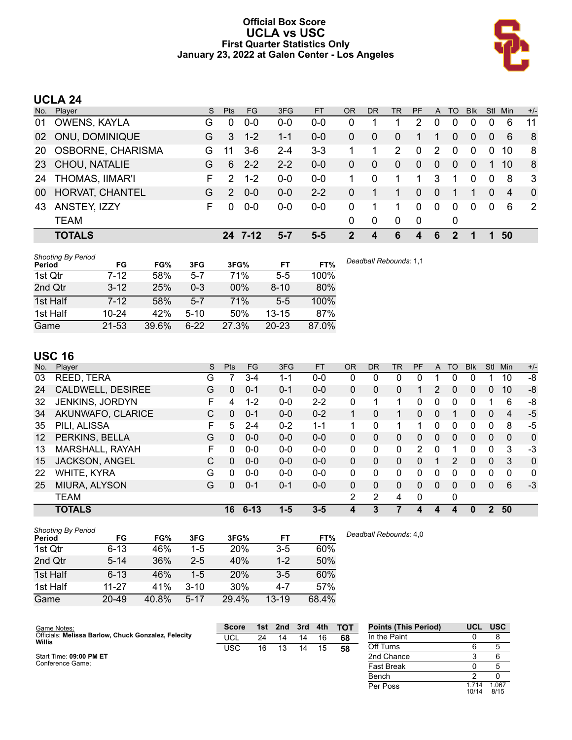# Official Box Score
# UCLA vs USC
## First Quarter Statistics Only
## January 23, 2022 at Galen Center - Los Angeles

## UCLA 24

| No. | Player | S | Pts | FG | 3FG | FT | OR | DR | TR | PF | A | TO | Blk | Stl | Min | +/- |
|---|---|---|---|---|---|---|---|---|---|---|---|---|---|---|---|---|
| 01 | OWENS, KAYLA | G | 0 | 0-0 | 0-0 | 0-0 | 0 | 1 | 1 | 2 | 0 | 0 | 0 | 0 | 6 | 11 |
| 02 | ONU, DOMINIQUE | G | 3 | 1-2 | 1-1 | 0-0 | 0 | 0 | 0 | 1 | 1 | 0 | 0 | 0 | 6 | 8 |
| 20 | OSBORNE, CHARISMA | G | 11 | 3-6 | 2-4 | 3-3 | 1 | 1 | 2 | 0 | 2 | 0 | 0 | 0 | 10 | 8 |
| 23 | CHOU, NATALIE | G | 6 | 2-2 | 2-2 | 0-0 | 0 | 0 | 0 | 0 | 0 | 0 | 0 | 1 | 10 | 8 |
| 24 | THOMAS, IIMAR'I | F | 2 | 1-2 | 0-0 | 0-0 | 1 | 0 | 1 | 1 | 3 | 1 | 0 | 0 | 8 | 3 |
| 00 | HORVAT, CHANTEL | G | 2 | 0-0 | 0-0 | 2-2 | 0 | 1 | 1 | 0 | 0 | 1 | 1 | 0 | 4 | 0 |
| 43 | ANSTEY, IZZY | F | 0 | 0-0 | 0-0 | 0-0 | 0 | 1 | 1 | 0 | 0 | 0 | 0 | 0 | 6 | 2 |
| | TEAM | | | | | | 0 | 0 | 0 | 0 | | 0 | | | | |
| | **TOTALS** | | **24** | **7-12** | **5-7** | **5-5** | **2** | **4** | **6** | **4** | **6** | **2** | **1** | **1** | **50** | |

*Shooting By Period*

| Period | FG | FG% | 3FG | 3FG% | FT | FT% |
|---|---|---|---|---|---|---|
| 1st Qtr | 7-12 | 58% | 5-7 | 71% | 5-5 | 100% |
| 2nd Qtr | 3-12 | 25% | 0-3 | 00% | 8-10 | 80% |
| 1st Half | 7-12 | 58% | 5-7 | 71% | 5-5 | 100% |
| 1st Half | 10-24 | 42% | 5-10 | 50% | 13-15 | 87% |
| Game | 21-53 | 39.6% | 6-22 | 27.3% | 20-23 | 87.0% |

*Deadball Rebounds:* 1,1

## USC 16

| No. | Player | S | Pts | FG | 3FG | FT | OR | DR | TR | PF | A | TO | Blk | Stl | Min | +/- |
|---|---|---|---|---|---|---|---|---|---|---|---|---|---|---|---|---|
| 03 | REED, TERA | G | 7 | 3-4 | 1-1 | 0-0 | 0 | 0 | 0 | 0 | 1 | 0 | 0 | 1 | 10 | -8 |
| 24 | CALDWELL, DESIREE | G | 0 | 0-1 | 0-1 | 0-0 | 0 | 0 | 0 | 1 | 2 | 0 | 0 | 0 | 10 | -8 |
| 32 | JENKINS, JORDYN | F | 4 | 1-2 | 0-0 | 2-2 | 0 | 1 | 1 | 0 | 0 | 0 | 0 | 1 | 6 | -8 |
| 34 | AKUNWAFO, CLARICE | C | 0 | 0-1 | 0-0 | 0-2 | 1 | 0 | 1 | 0 | 0 | 1 | 0 | 0 | 4 | -5 |
| 35 | PILI, ALISSA | F | 5 | 2-4 | 0-2 | 1-1 | 1 | 0 | 1 | 1 | 0 | 0 | 0 | 0 | 8 | -5 |
| 12 | PERKINS, BELLA | G | 0 | 0-0 | 0-0 | 0-0 | 0 | 0 | 0 | 0 | 0 | 0 | 0 | 0 | 0 | 0 |
| 13 | MARSHALL, RAYAH | F | 0 | 0-0 | 0-0 | 0-0 | 0 | 0 | 0 | 2 | 0 | 1 | 0 | 0 | 3 | -3 |
| 15 | JACKSON, ANGEL | C | 0 | 0-0 | 0-0 | 0-0 | 0 | 0 | 0 | 0 | 1 | 2 | 0 | 0 | 3 | 0 |
| 22 | WHITE, KYRA | G | 0 | 0-0 | 0-0 | 0-0 | 0 | 0 | 0 | 0 | 0 | 0 | 0 | 0 | 0 | 0 |
| 25 | MIURA, ALYSON | G | 0 | 0-1 | 0-1 | 0-0 | 0 | 0 | 0 | 0 | 0 | 0 | 0 | 0 | 6 | -3 |
| | TEAM | | | | | | 2 | 2 | 4 | 0 | | 0 | | | | |
| | **TOTALS** | | **16** | **6-13** | **1-5** | **3-5** | **4** | **3** | **7** | **4** | **4** | **4** | **0** | **2** | **50** | |

*Shooting By Period*

| Period | FG | FG% | 3FG | 3FG% | FT | FT% |
|---|---|---|---|---|---|---|
| 1st Qtr | 6-13 | 46% | 1-5 | 20% | 3-5 | 60% |
| 2nd Qtr | 5-14 | 36% | 2-5 | 40% | 1-2 | 50% |
| 1st Half | 6-13 | 46% | 1-5 | 20% | 3-5 | 60% |
| 1st Half | 11-27 | 41% | 3-10 | 30% | 4-7 | 57% |
| Game | 20-49 | 40.8% | 5-17 | 29.4% | 13-19 | 68.4% |

*Deadball Rebounds:* 4,0

Game Notes:
Officials: **Melissa Barlow, Chuck Gonzalez, Felecity Willis**

Start Time: **09:00 PM ET**
Conference Game;

| Score | 1st | 2nd | 3rd | 4th | TOT |
|---|---|---|---|---|---|
| UCL | 24 | 14 | 14 | 16 | **68** |
| USC | 16 | 13 | 14 | 15 | **58** |

| Points (This Period) | UCL | USC |
|---|---|---|
| In the Paint | 0 | 8 |
| Off Turns | 6 | 5 |
| 2nd Chance | 3 | 6 |
| Fast Break | 0 | 5 |
| Bench | 2 | 0 |
| Per Poss | 1.714 10/14 | 1.067 8/15 |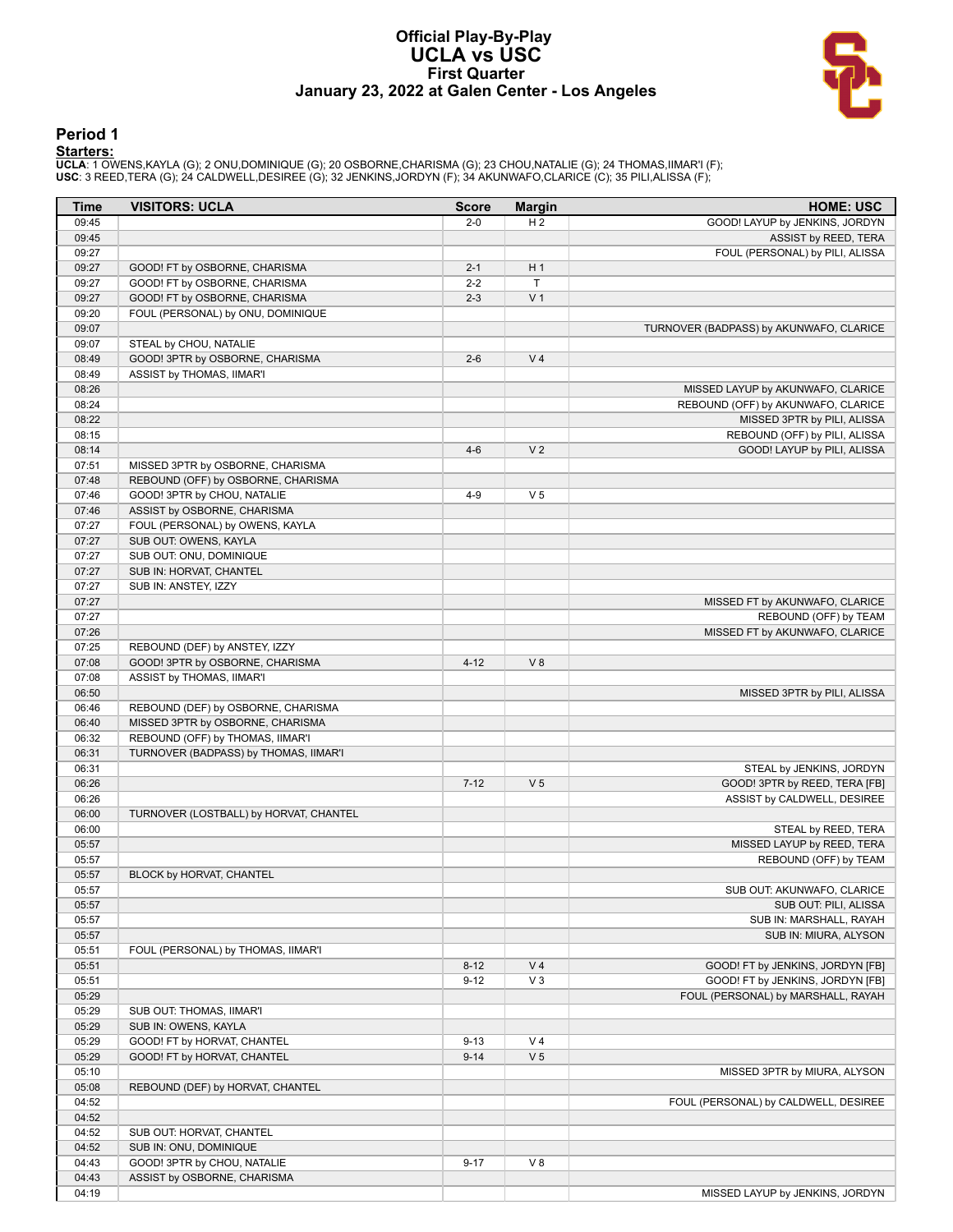# Official Play-By-Play
# UCLA vs USC
## First Quarter
### January 23, 2022 at Galen Center - Los Angeles

## Period 1

**Starters:**

**UCLA**: 1 OWENS,KAYLA (G); 2 ONU,DOMINIQUE (G); 20 OSBORNE,CHARISMA (G); 23 CHOU,NATALIE (G); 24 THOMAS,IIMAR'I (F);
**USC**: 3 REED,TERA (G); 24 CALDWELL,DESIREE (G); 32 JENKINS,JORDYN (F); 34 AKUNWAFO,CLARICE (C); 35 PILI,ALISSA (F);

| Time | VISITORS: UCLA | Score | Margin | HOME: USC |
|---|---|---|---|---|
| 09:45 | | 2-0 | H 2 | GOOD! LAYUP by JENKINS, JORDYN |
| 09:45 | | | | ASSIST by REED, TERA |
| 09:27 | | | | FOUL (PERSONAL) by PILI, ALISSA |
| 09:27 | GOOD! FT by OSBORNE, CHARISMA | 2-1 | H 1 | |
| 09:27 | GOOD! FT by OSBORNE, CHARISMA | 2-2 | T | |
| 09:27 | GOOD! FT by OSBORNE, CHARISMA | 2-3 | V 1 | |
| 09:20 | FOUL (PERSONAL) by ONU, DOMINIQUE | | | |
| 09:07 | | | | TURNOVER (BADPASS) by AKUNWAFO, CLARICE |
| 09:07 | STEAL by CHOU, NATALIE | | | |
| 08:49 | GOOD! 3PTR by OSBORNE, CHARISMA | 2-6 | V 4 | |
| 08:49 | ASSIST by THOMAS, IIMAR'I | | | |
| 08:26 | | | | MISSED LAYUP by AKUNWAFO, CLARICE |
| 08:24 | | | | REBOUND (OFF) by AKUNWAFO, CLARICE |
| 08:22 | | | | MISSED 3PTR by PILI, ALISSA |
| 08:15 | | | | REBOUND (OFF) by PILI, ALISSA |
| 08:14 | | 4-6 | V 2 | GOOD! LAYUP by PILI, ALISSA |
| 07:51 | MISSED 3PTR by OSBORNE, CHARISMA | | | |
| 07:48 | REBOUND (OFF) by OSBORNE, CHARISMA | | | |
| 07:46 | GOOD! 3PTR by CHOU, NATALIE | 4-9 | V 5 | |
| 07:46 | ASSIST by OSBORNE, CHARISMA | | | |
| 07:27 | FOUL (PERSONAL) by OWENS, KAYLA | | | |
| 07:27 | SUB OUT: OWENS, KAYLA | | | |
| 07:27 | SUB OUT: ONU, DOMINIQUE | | | |
| 07:27 | SUB IN: HORVAT, CHANTEL | | | |
| 07:27 | SUB IN: ANSTEY, IZZY | | | |
| 07:27 | | | | MISSED FT by AKUNWAFO, CLARICE |
| 07:27 | | | | REBOUND (OFF) by TEAM |
| 07:26 | | | | MISSED FT by AKUNWAFO, CLARICE |
| 07:25 | REBOUND (DEF) by ANSTEY, IZZY | | | |
| 07:08 | GOOD! 3PTR by OSBORNE, CHARISMA | 4-12 | V 8 | |
| 07:08 | ASSIST by THOMAS, IIMAR'I | | | |
| 06:50 | | | | MISSED 3PTR by PILI, ALISSA |
| 06:46 | REBOUND (DEF) by OSBORNE, CHARISMA | | | |
| 06:40 | MISSED 3PTR by OSBORNE, CHARISMA | | | |
| 06:32 | REBOUND (OFF) by THOMAS, IIMAR'I | | | |
| 06:31 | TURNOVER (BADPASS) by THOMAS, IIMAR'I | | | |
| 06:31 | | | | STEAL by JENKINS, JORDYN |
| 06:26 | | 7-12 | V 5 | GOOD! 3PTR by REED, TERA [FB] |
| 06:26 | | | | ASSIST by CALDWELL, DESIREE |
| 06:00 | TURNOVER (LOSTBALL) by HORVAT, CHANTEL | | | |
| 06:00 | | | | STEAL by REED, TERA |
| 05:57 | | | | MISSED LAYUP by REED, TERA |
| 05:57 | | | | REBOUND (OFF) by TEAM |
| 05:57 | BLOCK by HORVAT, CHANTEL | | | |
| 05:57 | | | | SUB OUT: AKUNWAFO, CLARICE |
| 05:57 | | | | SUB OUT: PILI, ALISSA |
| 05:57 | | | | SUB IN: MARSHALL, RAYAH |
| 05:57 | | | | SUB IN: MIURA, ALYSON |
| 05:51 | FOUL (PERSONAL) by THOMAS, IIMAR'I | | | |
| 05:51 | | 8-12 | V 4 | GOOD! FT by JENKINS, JORDYN [FB] |
| 05:51 | | 9-12 | V 3 | GOOD! FT by JENKINS, JORDYN [FB] |
| 05:29 | | | | FOUL (PERSONAL) by MARSHALL, RAYAH |
| 05:29 | SUB OUT: THOMAS, IIMAR'I | | | |
| 05:29 | SUB IN: OWENS, KAYLA | | | |
| 05:29 | GOOD! FT by HORVAT, CHANTEL | 9-13 | V 4 | |
| 05:29 | GOOD! FT by HORVAT, CHANTEL | 9-14 | V 5 | |
| 05:10 | | | | MISSED 3PTR by MIURA, ALYSON |
| 05:08 | REBOUND (DEF) by HORVAT, CHANTEL | | | |
| 04:52 | | | | FOUL (PERSONAL) by CALDWELL, DESIREE |
| 04:52 | | | | |
| 04:52 | SUB OUT: HORVAT, CHANTEL | | | |
| 04:52 | SUB IN: ONU, DOMINIQUE | | | |
| 04:43 | GOOD! 3PTR by CHOU, NATALIE | 9-17 | V 8 | |
| 04:43 | ASSIST by OSBORNE, CHARISMA | | | |
| 04:19 | | | | MISSED LAYUP by JENKINS, JORDYN |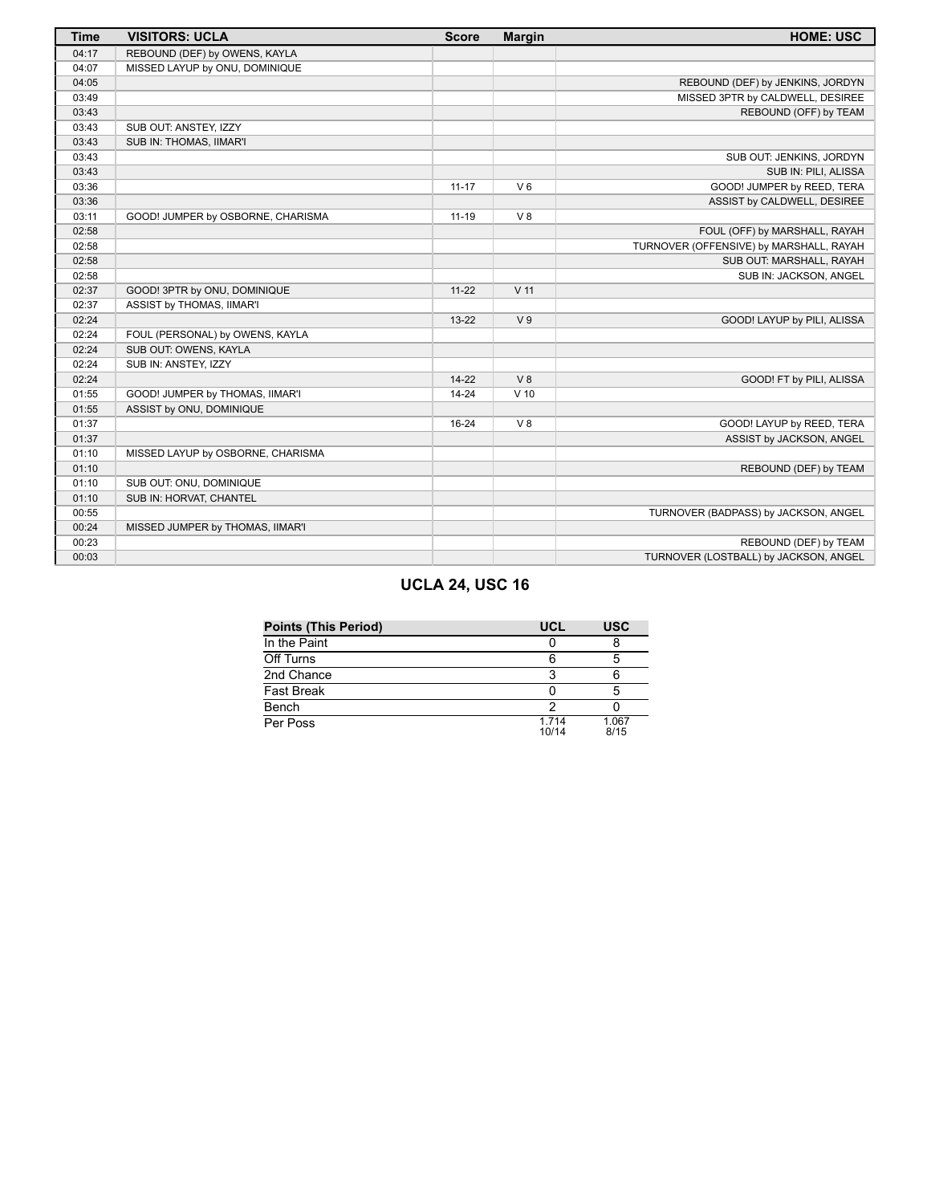| Time | VISITORS: UCLA | Score | Margin | HOME: USC |
|---|---|---|---|---|
| 04:17 | REBOUND (DEF) by OWENS, KAYLA | | | |
| 04:07 | MISSED LAYUP by ONU, DOMINIQUE | | | |
| 04:05 | | | | REBOUND (DEF) by JENKINS, JORDYN |
| 03:49 | | | | MISSED 3PTR by CALDWELL, DESIREE |
| 03:43 | | | | REBOUND (OFF) by TEAM |
| 03:43 | SUB OUT: ANSTEY, IZZY | | | |
| 03:43 | SUB IN: THOMAS, IIMAR'I | | | |
| 03:43 | | | | SUB OUT: JENKINS, JORDYN |
| 03:43 | | | | SUB IN: PILI, ALISSA |
| 03:36 | | 11-17 | V 6 | GOOD! JUMPER by REED, TERA |
| 03:36 | | | | ASSIST by CALDWELL, DESIREE |
| 03:11 | GOOD! JUMPER by OSBORNE, CHARISMA | 11-19 | V 8 | |
| 02:58 | | | | FOUL (OFF) by MARSHALL, RAYAH |
| 02:58 | | | | TURNOVER (OFFENSIVE) by MARSHALL, RAYAH |
| 02:58 | | | | SUB OUT: MARSHALL, RAYAH |
| 02:58 | | | | SUB IN: JACKSON, ANGEL |
| 02:37 | GOOD! 3PTR by ONU, DOMINIQUE | 11-22 | V 11 | |
| 02:37 | ASSIST by THOMAS, IIMAR'I | | | |
| 02:24 | | 13-22 | V 9 | GOOD! LAYUP by PILI, ALISSA |
| 02:24 | FOUL (PERSONAL) by OWENS, KAYLA | | | |
| 02:24 | SUB OUT: OWENS, KAYLA | | | |
| 02:24 | SUB IN: ANSTEY, IZZY | | | |
| 02:24 | | 14-22 | V 8 | GOOD! FT by PILI, ALISSA |
| 01:55 | GOOD! JUMPER by THOMAS, IIMAR'I | 14-24 | V 10 | |
| 01:55 | ASSIST by ONU, DOMINIQUE | | | |
| 01:37 | | 16-24 | V 8 | GOOD! LAYUP by REED, TERA |
| 01:37 | | | | ASSIST by JACKSON, ANGEL |
| 01:10 | MISSED LAYUP by OSBORNE, CHARISMA | | | |
| 01:10 | | | | REBOUND (DEF) by TEAM |
| 01:10 | SUB OUT: ONU, DOMINIQUE | | | |
| 01:10 | SUB IN: HORVAT, CHANTEL | | | |
| 00:55 | | | | TURNOVER (BADPASS) by JACKSON, ANGEL |
| 00:24 | MISSED JUMPER by THOMAS, IIMAR'I | | | |
| 00:23 | | | | REBOUND (DEF) by TEAM |
| 00:03 | | | | TURNOVER (LOSTBALL) by JACKSON, ANGEL |

## UCLA 24, USC 16

| Points (This Period) | UCL | USC |
|---|---|---|
| In the Paint | 0 | 8 |
| Off Turns | 6 | 5 |
| 2nd Chance | 3 | 6 |
| Fast Break | 0 | 5 |
| Bench | 2 | 0 |
| Per Poss | 1.714 10/14 | 1.067 8/15 |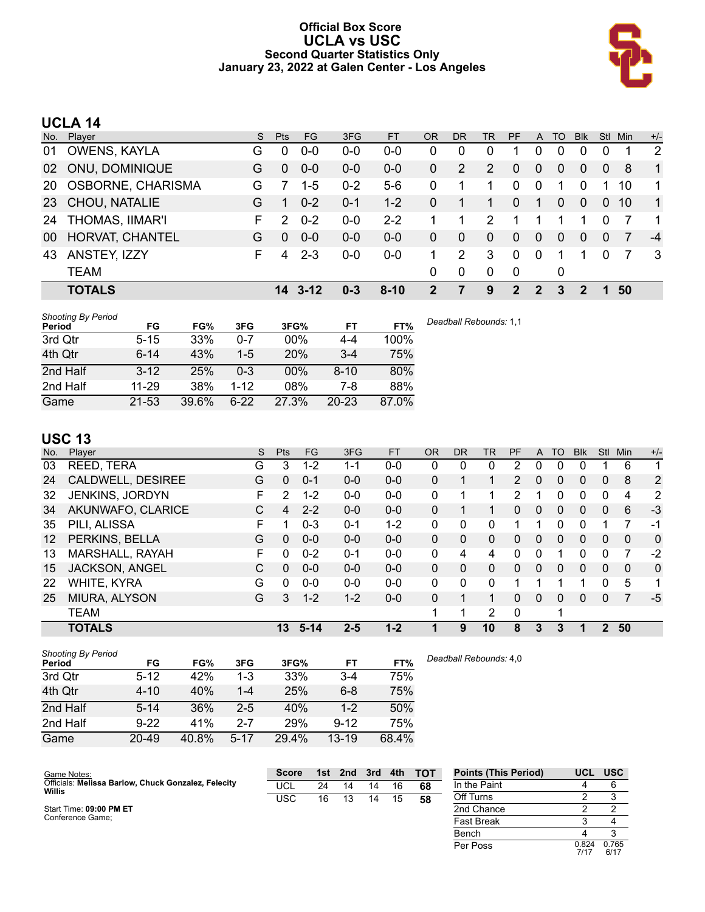# Official Box Score
## UCLA vs USC
### Second Quarter Statistics Only
### January 23, 2022 at Galen Center - Los Angeles

## UCLA 14

| No. | Player | S | Pts | FG | 3FG | FT | OR | DR | TR | PF | A | TO | Blk | Stl | Min | +/- |
|---|---|---|---|---|---|---|---|---|---|---|---|---|---|---|---|---|
| 01 | OWENS, KAYLA | G | 0 | 0-0 | 0-0 | 0-0 | 0 | 0 | 0 | 1 | 0 | 0 | 0 | 0 | 1 | 2 |
| 02 | ONU, DOMINIQUE | G | 0 | 0-0 | 0-0 | 0-0 | 0 | 2 | 2 | 0 | 0 | 0 | 0 | 0 | 8 | 1 |
| 20 | OSBORNE, CHARISMA | G | 7 | 1-5 | 0-2 | 5-6 | 0 | 1 | 1 | 0 | 0 | 1 | 0 | 1 | 10 | 1 |
| 23 | CHOU, NATALIE | G | 1 | 0-2 | 0-1 | 1-2 | 0 | 1 | 1 | 0 | 1 | 0 | 0 | 0 | 10 | 1 |
| 24 | THOMAS, IIMAR'I | F | 2 | 0-2 | 0-0 | 2-2 | 1 | 1 | 2 | 1 | 1 | 1 | 1 | 0 | 7 | 1 |
| 00 | HORVAT, CHANTEL | G | 0 | 0-0 | 0-0 | 0-0 | 0 | 0 | 0 | 0 | 0 | 0 | 0 | 0 | 7 | -4 |
| 43 | ANSTEY, IZZY | F | 4 | 2-3 | 0-0 | 0-0 | 1 | 2 | 3 | 0 | 0 | 1 | 1 | 0 | 7 | 3 |
| | TEAM | | | | | | 0 | 0 | 0 | 0 | | 0 | | | | |
| | **TOTALS** | | **14** | **3-12** | **0-3** | **8-10** | **2** | **7** | **9** | **2** | **2** | **3** | **2** | **1** | **50** | |

*Shooting By Period*

| Period | FG | FG% | 3FG | 3FG% | FT | FT% |
|---|---|---|---|---|---|---|
| 3rd Qtr | 5-15 | 33% | 0-7 | 00% | 4-4 | 100% |
| 4th Qtr | 6-14 | 43% | 1-5 | 20% | 3-4 | 75% |
| 2nd Half | 3-12 | 25% | 0-3 | 00% | 8-10 | 80% |
| 2nd Half | 11-29 | 38% | 1-12 | 08% | 7-8 | 88% |
| Game | 21-53 | 39.6% | 6-22 | 27.3% | 20-23 | 87.0% |

*Deadball Rebounds:* 1,1

## USC 13

| No. | Player | S | Pts | FG | 3FG | FT | OR | DR | TR | PF | A | TO | Blk | Stl | Min | +/- |
|---|---|---|---|---|---|---|---|---|---|---|---|---|---|---|---|---|
| 03 | REED, TERA | G | 3 | 1-2 | 1-1 | 0-0 | 0 | 0 | 0 | 2 | 0 | 0 | 0 | 1 | 6 | 1 |
| 24 | CALDWELL, DESIREE | G | 0 | 0-1 | 0-0 | 0-0 | 0 | 1 | 1 | 2 | 0 | 0 | 0 | 0 | 8 | 2 |
| 32 | JENKINS, JORDYN | F | 2 | 1-2 | 0-0 | 0-0 | 0 | 1 | 1 | 2 | 1 | 0 | 0 | 0 | 4 | 2 |
| 34 | AKUNWAFO, CLARICE | C | 4 | 2-2 | 0-0 | 0-0 | 0 | 1 | 1 | 0 | 0 | 0 | 0 | 0 | 6 | -3 |
| 35 | PILI, ALISSA | F | 1 | 0-3 | 0-1 | 1-2 | 0 | 0 | 0 | 1 | 1 | 0 | 0 | 1 | 7 | -1 |
| 12 | PERKINS, BELLA | G | 0 | 0-0 | 0-0 | 0-0 | 0 | 0 | 0 | 0 | 0 | 0 | 0 | 0 | 0 | 0 |
| 13 | MARSHALL, RAYAH | F | 0 | 0-2 | 0-1 | 0-0 | 0 | 4 | 4 | 0 | 0 | 1 | 0 | 0 | 7 | -2 |
| 15 | JACKSON, ANGEL | C | 0 | 0-0 | 0-0 | 0-0 | 0 | 0 | 0 | 0 | 0 | 0 | 0 | 0 | 0 | 0 |
| 22 | WHITE, KYRA | G | 0 | 0-0 | 0-0 | 0-0 | 0 | 0 | 0 | 1 | 1 | 1 | 1 | 0 | 5 | 1 |
| 25 | MIURA, ALYSON | G | 3 | 1-2 | 1-2 | 0-0 | 0 | 1 | 1 | 0 | 0 | 0 | 0 | 0 | 7 | -5 |
| | TEAM | | | | | | 1 | 1 | 2 | 0 | | 1 | | | | |
| | **TOTALS** | | **13** | **5-14** | **2-5** | **1-2** | **1** | **9** | **10** | **8** | **3** | **3** | **1** | **2** | **50** | |

*Shooting By Period*

| Period | FG | FG% | 3FG | 3FG% | FT | FT% |
|---|---|---|---|---|---|---|
| 3rd Qtr | 5-12 | 42% | 1-3 | 33% | 3-4 | 75% |
| 4th Qtr | 4-10 | 40% | 1-4 | 25% | 6-8 | 75% |
| 2nd Half | 5-14 | 36% | 2-5 | 40% | 1-2 | 50% |
| 2nd Half | 9-22 | 41% | 2-7 | 29% | 9-12 | 75% |
| Game | 20-49 | 40.8% | 5-17 | 29.4% | 13-19 | 68.4% |

*Deadball Rebounds:* 4,0

Game Notes:
Officials: **Melissa Barlow, Chuck Gonzalez, Felecity Willis**

Start Time: **09:00 PM ET**
Conference Game;

| Score | 1st | 2nd | 3rd | 4th | TOT |
|---|---|---|---|---|---|
| UCL | 24 | 14 | 14 | 16 | **68** |
| USC | 16 | 13 | 14 | 15 | **58** |

| Points (This Period) | UCL | USC |
|---|---|---|
| In the Paint | 4 | 6 |
| Off Turns | 2 | 3 |
| 2nd Chance | 2 | 2 |
| Fast Break | 3 | 4 |
| Bench | 4 | 3 |
| Per Poss | 0.824 7/17 | 0.765 6/17 |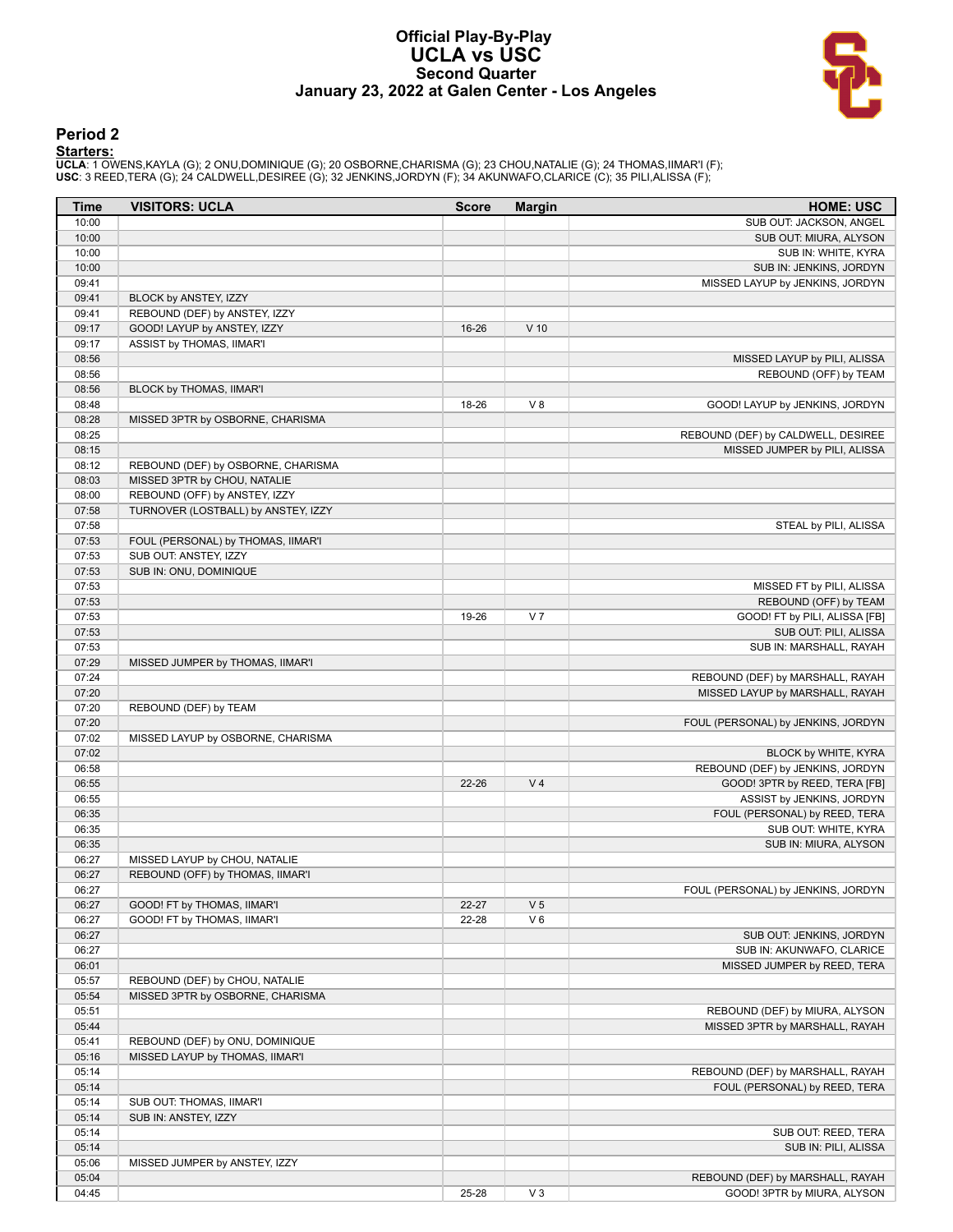# Official Play-By-Play
## UCLA vs USC
### Second Quarter
### January 23, 2022 at Galen Center - Los Angeles

## Period 2

**Starters:**

**UCLA**: 1 OWENS,KAYLA (G); 2 ONU,DOMINIQUE (G); 20 OSBORNE,CHARISMA (G); 23 CHOU,NATALIE (G); 24 THOMAS,IIMAR'I (F);
**USC**: 3 REED,TERA (G); 24 CALDWELL,DESIREE (G); 32 JENKINS,JORDYN (F); 34 AKUNWAFO,CLARICE (C); 35 PILI,ALISSA (F);

| Time | VISITORS: UCLA | Score | Margin | HOME: USC |
|---|---|---|---|---|
| 10:00 | | | | SUB OUT: JACKSON, ANGEL |
| 10:00 | | | | SUB OUT: MIURA, ALYSON |
| 10:00 | | | | SUB IN: WHITE, KYRA |
| 10:00 | | | | SUB IN: JENKINS, JORDYN |
| 09:41 | | | | MISSED LAYUP by JENKINS, JORDYN |
| 09:41 | BLOCK by ANSTEY, IZZY | | | |
| 09:41 | REBOUND (DEF) by ANSTEY, IZZY | | | |
| 09:17 | GOOD! LAYUP by ANSTEY, IZZY | 16-26 | V 10 | |
| 09:17 | ASSIST by THOMAS, IIMAR'I | | | |
| 08:56 | | | | MISSED LAYUP by PILI, ALISSA |
| 08:56 | | | | REBOUND (OFF) by TEAM |
| 08:56 | BLOCK by THOMAS, IIMAR'I | | | |
| 08:48 | | 18-26 | V 8 | GOOD! LAYUP by JENKINS, JORDYN |
| 08:28 | MISSED 3PTR by OSBORNE, CHARISMA | | | |
| 08:25 | | | | REBOUND (DEF) by CALDWELL, DESIREE |
| 08:15 | | | | MISSED JUMPER by PILI, ALISSA |
| 08:12 | REBOUND (DEF) by OSBORNE, CHARISMA | | | |
| 08:03 | MISSED 3PTR by CHOU, NATALIE | | | |
| 08:00 | REBOUND (OFF) by ANSTEY, IZZY | | | |
| 07:58 | TURNOVER (LOSTBALL) by ANSTEY, IZZY | | | |
| 07:58 | | | | STEAL by PILI, ALISSA |
| 07:53 | FOUL (PERSONAL) by THOMAS, IIMAR'I | | | |
| 07:53 | SUB OUT: ANSTEY, IZZY | | | |
| 07:53 | SUB IN: ONU, DOMINIQUE | | | |
| 07:53 | | | | MISSED FT by PILI, ALISSA |
| 07:53 | | | | REBOUND (OFF) by TEAM |
| 07:53 | | 19-26 | V 7 | GOOD! FT by PILI, ALISSA [FB] |
| 07:53 | | | | SUB OUT: PILI, ALISSA |
| 07:53 | | | | SUB IN: MARSHALL, RAYAH |
| 07:29 | MISSED JUMPER by THOMAS, IIMAR'I | | | |
| 07:24 | | | | REBOUND (DEF) by MARSHALL, RAYAH |
| 07:20 | | | | MISSED LAYUP by MARSHALL, RAYAH |
| 07:20 | REBOUND (DEF) by TEAM | | | |
| 07:20 | | | | FOUL (PERSONAL) by JENKINS, JORDYN |
| 07:02 | MISSED LAYUP by OSBORNE, CHARISMA | | | |
| 07:02 | | | | BLOCK by WHITE, KYRA |
| 06:58 | | | | REBOUND (DEF) by JENKINS, JORDYN |
| 06:55 | | 22-26 | V 4 | GOOD! 3PTR by REED, TERA [FB] |
| 06:55 | | | | ASSIST by JENKINS, JORDYN |
| 06:35 | | | | FOUL (PERSONAL) by REED, TERA |
| 06:35 | | | | SUB OUT: WHITE, KYRA |
| 06:35 | | | | SUB IN: MIURA, ALYSON |
| 06:27 | MISSED LAYUP by CHOU, NATALIE | | | |
| 06:27 | REBOUND (OFF) by THOMAS, IIMAR'I | | | |
| 06:27 | | | | FOUL (PERSONAL) by JENKINS, JORDYN |
| 06:27 | GOOD! FT by THOMAS, IIMAR'I | 22-27 | V 5 | |
| 06:27 | GOOD! FT by THOMAS, IIMAR'I | 22-28 | V 6 | |
| 06:27 | | | | SUB OUT: JENKINS, JORDYN |
| 06:27 | | | | SUB IN: AKUNWAFO, CLARICE |
| 06:01 | | | | MISSED JUMPER by REED, TERA |
| 05:57 | REBOUND (DEF) by CHOU, NATALIE | | | |
| 05:54 | MISSED 3PTR by OSBORNE, CHARISMA | | | |
| 05:51 | | | | REBOUND (DEF) by MIURA, ALYSON |
| 05:44 | | | | MISSED 3PTR by MARSHALL, RAYAH |
| 05:41 | REBOUND (DEF) by ONU, DOMINIQUE | | | |
| 05:16 | MISSED LAYUP by THOMAS, IIMAR'I | | | |
| 05:14 | | | | REBOUND (DEF) by MARSHALL, RAYAH |
| 05:14 | | | | FOUL (PERSONAL) by REED, TERA |
| 05:14 | SUB OUT: THOMAS, IIMAR'I | | | |
| 05:14 | SUB IN: ANSTEY, IZZY | | | |
| 05:14 | | | | SUB OUT: REED, TERA |
| 05:14 | | | | SUB IN: PILI, ALISSA |
| 05:06 | MISSED JUMPER by ANSTEY, IZZY | | | |
| 05:04 | | | | REBOUND (DEF) by MARSHALL, RAYAH |
| 04:45 | | 25-28 | V 3 | GOOD! 3PTR by MIURA, ALYSON |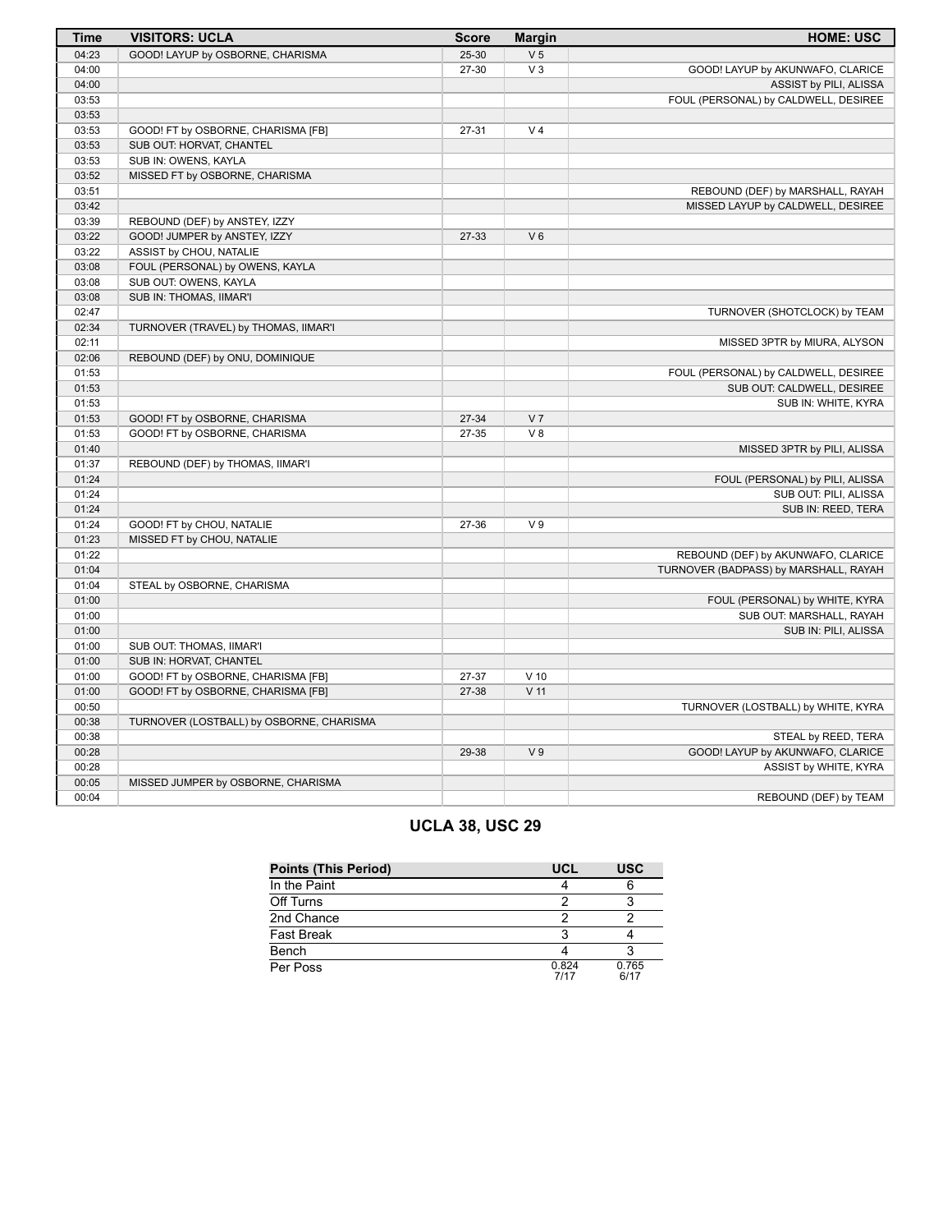| Time | VISITORS: UCLA | Score | Margin | HOME: USC |
|---|---|---|---|---|
| 04:23 | GOOD! LAYUP by OSBORNE, CHARISMA | 25-30 | V 5 | |
| 04:00 | | 27-30 | V 3 | GOOD! LAYUP by AKUNWAFO, CLARICE |
| 04:00 | | | | ASSIST by PILI, ALISSA |
| 03:53 | | | | FOUL (PERSONAL) by CALDWELL, DESIREE |
| 03:53 | | | | |
| 03:53 | GOOD! FT by OSBORNE, CHARISMA [FB] | 27-31 | V 4 | |
| 03:53 | SUB OUT: HORVAT, CHANTEL | | | |
| 03:53 | SUB IN: OWENS, KAYLA | | | |
| 03:52 | MISSED FT by OSBORNE, CHARISMA | | | |
| 03:51 | | | | REBOUND (DEF) by MARSHALL, RAYAH |
| 03:42 | | | | MISSED LAYUP by CALDWELL, DESIREE |
| 03:39 | REBOUND (DEF) by ANSTEY, IZZY | | | |
| 03:22 | GOOD! JUMPER by ANSTEY, IZZY | 27-33 | V 6 | |
| 03:22 | ASSIST by CHOU, NATALIE | | | |
| 03:08 | FOUL (PERSONAL) by OWENS, KAYLA | | | |
| 03:08 | SUB OUT: OWENS, KAYLA | | | |
| 03:08 | SUB IN: THOMAS, IIMAR'I | | | |
| 02:47 | | | | TURNOVER (SHOTCLOCK) by TEAM |
| 02:34 | TURNOVER (TRAVEL) by THOMAS, IIMAR'I | | | |
| 02:11 | | | | MISSED 3PTR by MIURA, ALYSON |
| 02:06 | REBOUND (DEF) by ONU, DOMINIQUE | | | |
| 01:53 | | | | FOUL (PERSONAL) by CALDWELL, DESIREE |
| 01:53 | | | | SUB OUT: CALDWELL, DESIREE |
| 01:53 | | | | SUB IN: WHITE, KYRA |
| 01:53 | GOOD! FT by OSBORNE, CHARISMA | 27-34 | V 7 | |
| 01:53 | GOOD! FT by OSBORNE, CHARISMA | 27-35 | V 8 | |
| 01:40 | | | | MISSED 3PTR by PILI, ALISSA |
| 01:37 | REBOUND (DEF) by THOMAS, IIMAR'I | | | |
| 01:24 | | | | FOUL (PERSONAL) by PILI, ALISSA |
| 01:24 | | | | SUB OUT: PILI, ALISSA |
| 01:24 | | | | SUB IN: REED, TERA |
| 01:24 | GOOD! FT by CHOU, NATALIE | 27-36 | V 9 | |
| 01:23 | MISSED FT by CHOU, NATALIE | | | |
| 01:22 | | | | REBOUND (DEF) by AKUNWAFO, CLARICE |
| 01:04 | | | | TURNOVER (BADPASS) by MARSHALL, RAYAH |
| 01:04 | STEAL by OSBORNE, CHARISMA | | | |
| 01:00 | | | | FOUL (PERSONAL) by WHITE, KYRA |
| 01:00 | | | | SUB OUT: MARSHALL, RAYAH |
| 01:00 | | | | SUB IN: PILI, ALISSA |
| 01:00 | SUB OUT: THOMAS, IIMAR'I | | | |
| 01:00 | SUB IN: HORVAT, CHANTEL | | | |
| 01:00 | GOOD! FT by OSBORNE, CHARISMA [FB] | 27-37 | V 10 | |
| 01:00 | GOOD! FT by OSBORNE, CHARISMA [FB] | 27-38 | V 11 | |
| 00:50 | | | | TURNOVER (LOSTBALL) by WHITE, KYRA |
| 00:38 | TURNOVER (LOSTBALL) by OSBORNE, CHARISMA | | | |
| 00:38 | | | | STEAL by REED, TERA |
| 00:28 | | 29-38 | V 9 | GOOD! LAYUP by AKUNWAFO, CLARICE |
| 00:28 | | | | ASSIST by WHITE, KYRA |
| 00:05 | MISSED JUMPER by OSBORNE, CHARISMA | | | |
| 00:04 | | | | REBOUND (DEF) by TEAM |

## UCLA 38, USC 29

| Points (This Period) | UCL | USC |
|---|---|---|
| In the Paint | 4 | 6 |
| Off Turns | 2 | 3 |
| 2nd Chance | 2 | 2 |
| Fast Break | 3 | 4 |
| Bench | 4 | 3 |
| Per Poss | 0.824 7/17 | 0.765 6/17 |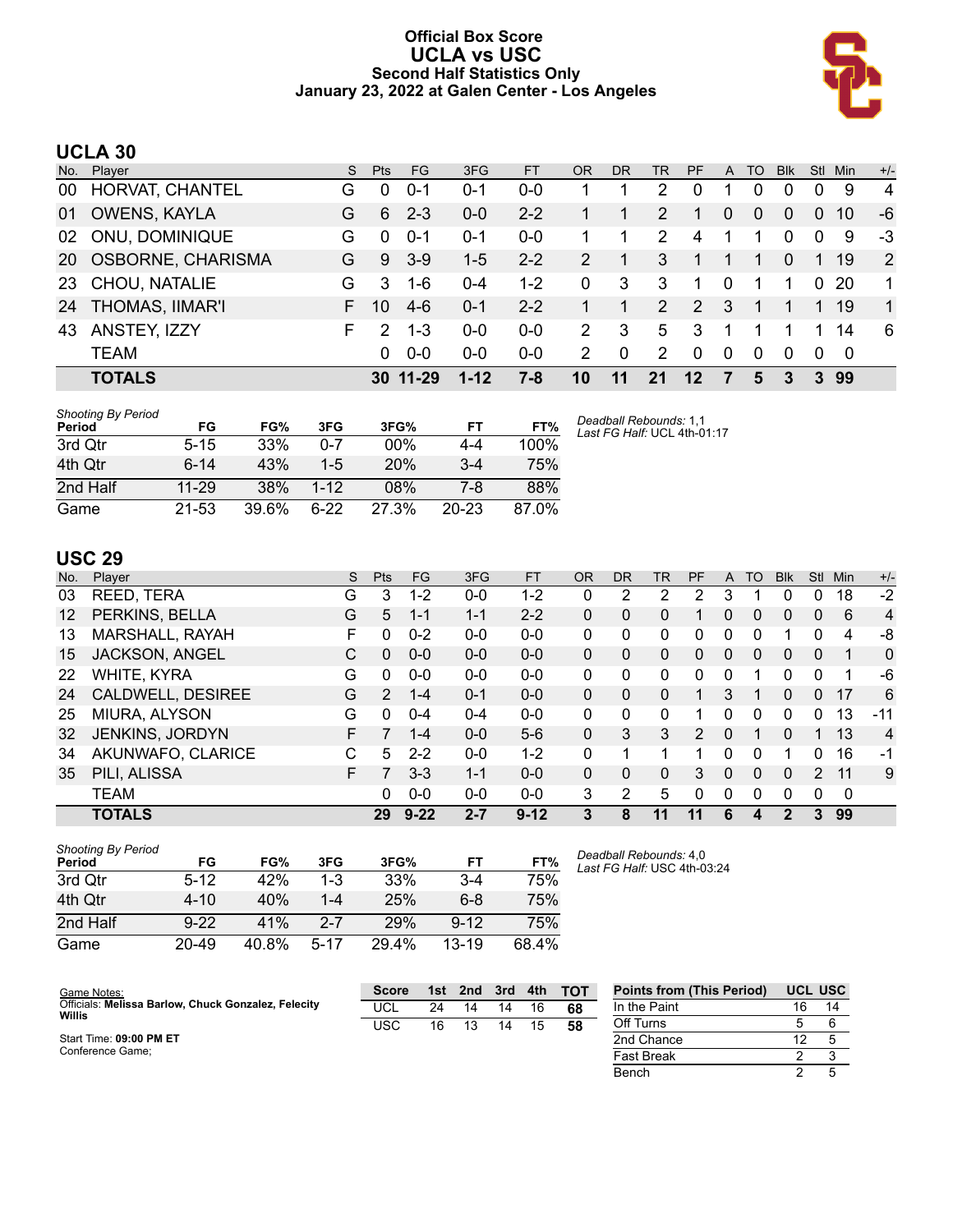# Official Box Score
## UCLA vs USC
### Second Half Statistics Only
### January 23, 2022 at Galen Center - Los Angeles

## UCLA 30

| No. | Player | S | Pts | FG | 3FG | FT | OR | DR | TR | PF | A | TO | Blk | Stl | Min | +/- |
|---|---|---|---|---|---|---|---|---|---|---|---|---|---|---|---|---|
| 00 | HORVAT, CHANTEL | G | 0 | 0-1 | 0-1 | 0-0 | 1 | 1 | 2 | 0 | 1 | 0 | 0 | 0 | 9 | 4 |
| 01 | OWENS, KAYLA | G | 6 | 2-3 | 0-0 | 2-2 | 1 | 1 | 2 | 1 | 0 | 0 | 0 | 0 | 10 | -6 |
| 02 | ONU, DOMINIQUE | G | 0 | 0-1 | 0-1 | 0-0 | 1 | 1 | 2 | 4 | 1 | 1 | 0 | 0 | 9 | -3 |
| 20 | OSBORNE, CHARISMA | G | 9 | 3-9 | 1-5 | 2-2 | 2 | 1 | 3 | 1 | 1 | 1 | 0 | 1 | 19 | 2 |
| 23 | CHOU, NATALIE | G | 3 | 1-6 | 0-4 | 1-2 | 0 | 3 | 3 | 1 | 0 | 1 | 1 | 0 | 20 | 1 |
| 24 | THOMAS, IIMAR'I | F | 10 | 4-6 | 0-1 | 2-2 | 1 | 1 | 2 | 2 | 3 | 1 | 1 | 1 | 19 | 1 |
| 43 | ANSTEY, IZZY | F | 2 | 1-3 | 0-0 | 0-0 | 2 | 3 | 5 | 3 | 1 | 1 | 1 | 1 | 14 | 6 |
| | TEAM | | 0 | 0-0 | 0-0 | 0-0 | 2 | 0 | 2 | 0 | 0 | 0 | 0 | 0 | 0 | |
| | **TOTALS** | | **30** | **11-29** | **1-12** | **7-8** | **10** | **11** | **21** | **12** | **7** | **5** | **3** | **3** | **99** | |

*Shooting By Period*

| Period | FG | FG% | 3FG | 3FG% | FT | FT% |
|---|---|---|---|---|---|---|
| 3rd Qtr | 5-15 | 33% | 0-7 | 00% | 4-4 | 100% |
| 4th Qtr | 6-14 | 43% | 1-5 | 20% | 3-4 | 75% |
| 2nd Half | 11-29 | 38% | 1-12 | 08% | 7-8 | 88% |
| Game | 21-53 | 39.6% | 6-22 | 27.3% | 20-23 | 87.0% |

*Deadball Rebounds:* 1,1
*Last FG Half:* UCL 4th-01:17

## USC 29

| No. | Player | S | Pts | FG | 3FG | FT | OR | DR | TR | PF | A | TO | Blk | Stl | Min | +/- |
|---|---|---|---|---|---|---|---|---|---|---|---|---|---|---|---|---|
| 03 | REED, TERA | G | 3 | 1-2 | 0-0 | 1-2 | 0 | 2 | 2 | 2 | 3 | 1 | 0 | 0 | 18 | -2 |
| 12 | PERKINS, BELLA | G | 5 | 1-1 | 1-1 | 2-2 | 0 | 0 | 0 | 1 | 0 | 0 | 0 | 0 | 6 | 4 |
| 13 | MARSHALL, RAYAH | F | 0 | 0-2 | 0-0 | 0-0 | 0 | 0 | 0 | 0 | 0 | 0 | 1 | 0 | 4 | -8 |
| 15 | JACKSON, ANGEL | C | 0 | 0-0 | 0-0 | 0-0 | 0 | 0 | 0 | 0 | 0 | 0 | 0 | 0 | 1 | 0 |
| 22 | WHITE, KYRA | G | 0 | 0-0 | 0-0 | 0-0 | 0 | 0 | 0 | 0 | 0 | 1 | 0 | 0 | 1 | -6 |
| 24 | CALDWELL, DESIREE | G | 2 | 1-4 | 0-1 | 0-0 | 0 | 0 | 0 | 1 | 3 | 1 | 0 | 0 | 17 | 6 |
| 25 | MIURA, ALYSON | G | 0 | 0-4 | 0-4 | 0-0 | 0 | 0 | 0 | 1 | 0 | 0 | 0 | 0 | 13 | -11 |
| 32 | JENKINS, JORDYN | F | 7 | 1-4 | 0-0 | 5-6 | 0 | 3 | 3 | 2 | 0 | 1 | 0 | 1 | 13 | 4 |
| 34 | AKUNWAFO, CLARICE | C | 5 | 2-2 | 0-0 | 1-2 | 0 | 1 | 1 | 1 | 0 | 0 | 1 | 0 | 16 | -1 |
| 35 | PILI, ALISSA | F | 7 | 3-3 | 1-1 | 0-0 | 0 | 0 | 0 | 3 | 0 | 0 | 0 | 2 | 11 | 9 |
| | TEAM | | 0 | 0-0 | 0-0 | 0-0 | 3 | 2 | 5 | 0 | 0 | 0 | 0 | 0 | 0 | |
| | **TOTALS** | | **29** | **9-22** | **2-7** | **9-12** | **3** | **8** | **11** | **11** | **6** | **4** | **2** | **3** | **99** | |

*Shooting By Period*

| Period | FG | FG% | 3FG | 3FG% | FT | FT% |
|---|---|---|---|---|---|---|
| 3rd Qtr | 5-12 | 42% | 1-3 | 33% | 3-4 | 75% |
| 4th Qtr | 4-10 | 40% | 1-4 | 25% | 6-8 | 75% |
| 2nd Half | 9-22 | 41% | 2-7 | 29% | 9-12 | 75% |
| Game | 20-49 | 40.8% | 5-17 | 29.4% | 13-19 | 68.4% |

*Deadball Rebounds:* 4,0
*Last FG Half:* USC 4th-03:24

Game Notes:
Officials: **Melissa Barlow, Chuck Gonzalez, Felecity Willis**

Start Time: **09:00 PM ET**
Conference Game;

| Score | 1st | 2nd | 3rd | 4th | TOT |
|---|---|---|---|---|---|
| UCL | 24 | 14 | 14 | 16 | **68** |
| USC | 16 | 13 | 14 | 15 | **58** |

| Points from (This Period) | UCL | USC |
|---|---|---|
| In the Paint | 16 | 14 |
| Off Turns | 5 | 6 |
| 2nd Chance | 12 | 5 |
| Fast Break | 2 | 3 |
| Bench | 2 | 5 |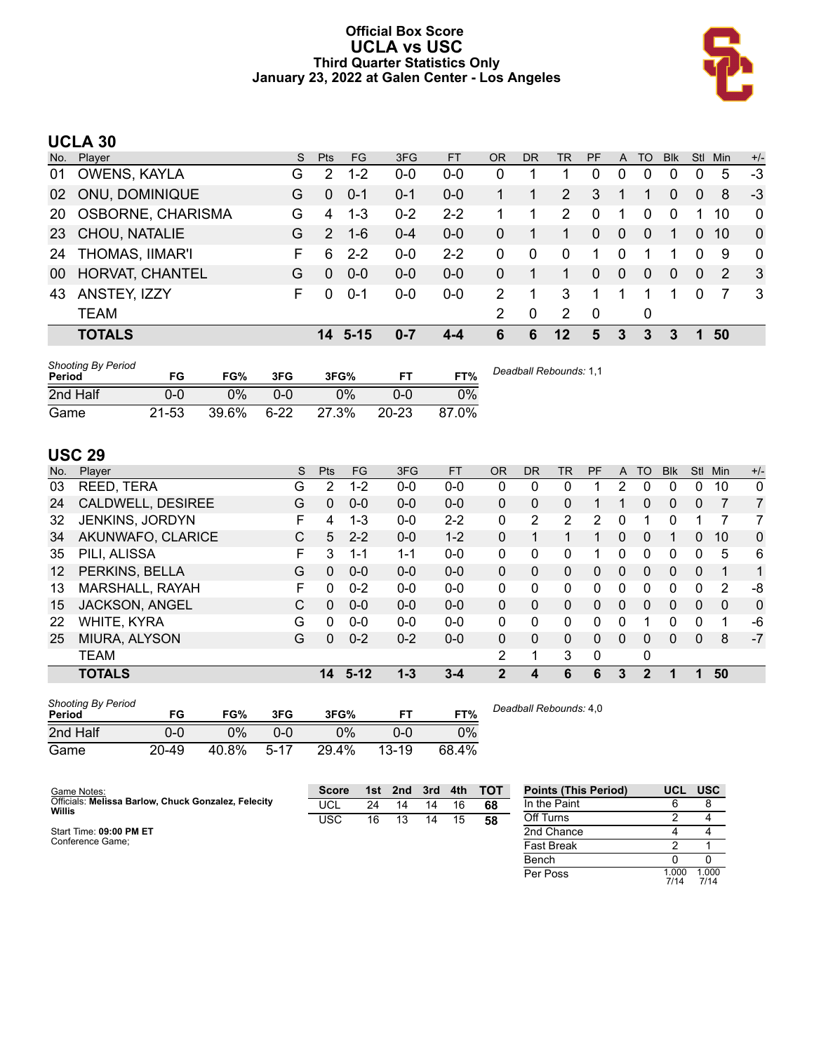# Official Box Score
## UCLA vs USC
### Third Quarter Statistics Only
### January 23, 2022 at Galen Center - Los Angeles

## UCLA 30

| No. | Player | S | Pts | FG | 3FG | FT | OR | DR | TR | PF | A | TO | Blk | Stl | Min | +/- |
|---|---|---|---|---|---|---|---|---|---|---|---|---|---|---|---|---|
| 01 | OWENS, KAYLA | G | 2 | 1-2 | 0-0 | 0-0 | 0 | 1 | 1 | 0 | 0 | 0 | 0 | 0 | 5 | -3 |
| 02 | ONU, DOMINIQUE | G | 0 | 0-1 | 0-1 | 0-0 | 1 | 1 | 2 | 3 | 1 | 1 | 0 | 0 | 8 | -3 |
| 20 | OSBORNE, CHARISMA | G | 4 | 1-3 | 0-2 | 2-2 | 1 | 1 | 2 | 0 | 1 | 0 | 0 | 1 | 10 | 0 |
| 23 | CHOU, NATALIE | G | 2 | 1-6 | 0-4 | 0-0 | 0 | 1 | 1 | 0 | 0 | 0 | 1 | 0 | 10 | 0 |
| 24 | THOMAS, IIMAR'I | F | 6 | 2-2 | 0-0 | 2-2 | 0 | 0 | 0 | 1 | 0 | 1 | 1 | 0 | 9 | 0 |
| 00 | HORVAT, CHANTEL | G | 0 | 0-0 | 0-0 | 0-0 | 0 | 1 | 1 | 0 | 0 | 0 | 0 | 0 | 2 | 3 |
| 43 | ANSTEY, IZZY | F | 0 | 0-1 | 0-0 | 0-0 | 2 | 1 | 3 | 1 | 1 | 1 | 1 | 0 | 7 | 3 |
| | TEAM | | | | | | 2 | 0 | 2 | 0 | | 0 | | | | |
| | **TOTALS** | | **14** | **5-15** | **0-7** | **4-4** | **6** | **6** | **12** | **5** | **3** | **3** | **3** | **1** | **50** | |

| Shooting By Period Period | FG | FG% | 3FG | 3FG% | FT | FT% |
|---|---|---|---|---|---|---|
| 2nd Half | 0-0 | 0% | 0-0 | 0% | 0-0 | 0% |
| Game | 21-53 | 39.6% | 6-22 | 27.3% | 20-23 | 87.0% |

*Deadball Rebounds:* 1,1

## USC 29

| No. | Player | S | Pts | FG | 3FG | FT | OR | DR | TR | PF | A | TO | Blk | Stl | Min | +/- |
|---|---|---|---|---|---|---|---|---|---|---|---|---|---|---|---|---|
| 03 | REED, TERA | G | 2 | 1-2 | 0-0 | 0-0 | 0 | 0 | 0 | 1 | 2 | 0 | 0 | 0 | 10 | 0 |
| 24 | CALDWELL, DESIREE | G | 0 | 0-0 | 0-0 | 0-0 | 0 | 0 | 0 | 1 | 1 | 0 | 0 | 0 | 7 | 7 |
| 32 | JENKINS, JORDYN | F | 4 | 1-3 | 0-0 | 2-2 | 0 | 2 | 2 | 2 | 0 | 1 | 0 | 1 | 7 | 7 |
| 34 | AKUNWAFO, CLARICE | C | 5 | 2-2 | 0-0 | 1-2 | 0 | 1 | 1 | 1 | 0 | 0 | 1 | 0 | 10 | 0 |
| 35 | PILI, ALISSA | F | 3 | 1-1 | 1-1 | 0-0 | 0 | 0 | 0 | 1 | 0 | 0 | 0 | 0 | 5 | 6 |
| 12 | PERKINS, BELLA | G | 0 | 0-0 | 0-0 | 0-0 | 0 | 0 | 0 | 0 | 0 | 0 | 0 | 0 | 1 | 1 |
| 13 | MARSHALL, RAYAH | F | 0 | 0-2 | 0-0 | 0-0 | 0 | 0 | 0 | 0 | 0 | 0 | 0 | 0 | 2 | -8 |
| 15 | JACKSON, ANGEL | C | 0 | 0-0 | 0-0 | 0-0 | 0 | 0 | 0 | 0 | 0 | 0 | 0 | 0 | 0 | 0 |
| 22 | WHITE, KYRA | G | 0 | 0-0 | 0-0 | 0-0 | 0 | 0 | 0 | 0 | 0 | 1 | 0 | 0 | 1 | -6 |
| 25 | MIURA, ALYSON | G | 0 | 0-2 | 0-2 | 0-0 | 0 | 0 | 0 | 0 | 0 | 0 | 0 | 0 | 8 | -7 |
| | TEAM | | | | | | 2 | 1 | 3 | 0 | | 0 | | | | |
| | **TOTALS** | | **14** | **5-12** | **1-3** | **3-4** | **2** | **4** | **6** | **6** | **3** | **2** | **1** | **1** | **50** | |

| Shooting By Period Period | FG | FG% | 3FG | 3FG% | FT | FT% |
|---|---|---|---|---|---|---|
| 2nd Half | 0-0 | 0% | 0-0 | 0% | 0-0 | 0% |
| Game | 20-49 | 40.8% | 5-17 | 29.4% | 13-19 | 68.4% |

*Deadball Rebounds:* 4,0

Game Notes:
Officials: **Melissa Barlow, Chuck Gonzalez, Felecity Willis**

Start Time: **09:00 PM ET**
Conference Game;

| Score | 1st | 2nd | 3rd | 4th | TOT |
|---|---|---|---|---|---|
| UCL | 24 | 14 | 14 | 16 | **68** |
| USC | 16 | 13 | 14 | 15 | **58** |

| Points (This Period) | UCL | USC |
|---|---|---|
| In the Paint | 6 | 8 |
| Off Turns | 2 | 4 |
| 2nd Chance | 4 | 4 |
| Fast Break | 2 | 1 |
| Bench | 0 | 0 |
| Per Poss | 1.000 7/14 | 1.000 7/14 |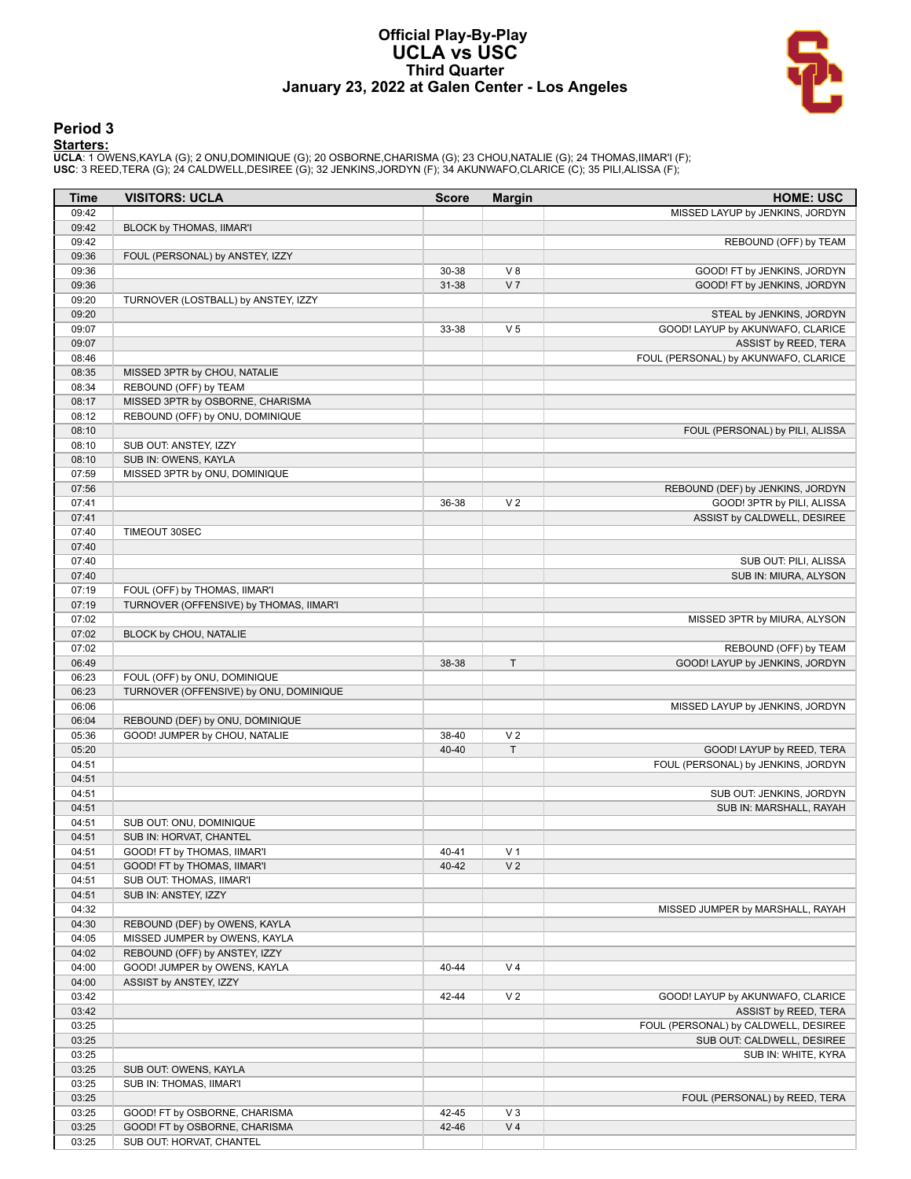# Official Play-By-Play
# UCLA vs USC
## Third Quarter
## January 23, 2022 at Galen Center - Los Angeles

### Period 3

**Starters:**

**UCLA**: 1 OWENS,KAYLA (G); 2 ONU,DOMINIQUE (G); 20 OSBORNE,CHARISMA (G); 23 CHOU,NATALIE (G); 24 THOMAS,IIMAR'I (F);
**USC**: 3 REED,TERA (G); 24 CALDWELL,DESIREE (G); 32 JENKINS,JORDYN (F); 34 AKUNWAFO,CLARICE (C); 35 PILI,ALISSA (F);

| Time | VISITORS: UCLA | Score | Margin | HOME: USC |
|---|---|---|---|---|
| 09:42 | | | | MISSED LAYUP by JENKINS, JORDYN |
| 09:42 | BLOCK by THOMAS, IIMAR'I | | | |
| 09:42 | | | | REBOUND (OFF) by TEAM |
| 09:36 | FOUL (PERSONAL) by ANSTEY, IZZY | | | |
| 09:36 | | 30-38 | V 8 | GOOD! FT by JENKINS, JORDYN |
| 09:36 | | 31-38 | V 7 | GOOD! FT by JENKINS, JORDYN |
| 09:20 | TURNOVER (LOSTBALL) by ANSTEY, IZZY | | | |
| 09:20 | | | | STEAL by JENKINS, JORDYN |
| 09:07 | | 33-38 | V 5 | GOOD! LAYUP by AKUNWAFO, CLARICE |
| 09:07 | | | | ASSIST by REED, TERA |
| 08:46 | | | | FOUL (PERSONAL) by AKUNWAFO, CLARICE |
| 08:35 | MISSED 3PTR by CHOU, NATALIE | | | |
| 08:34 | REBOUND (OFF) by TEAM | | | |
| 08:17 | MISSED 3PTR by OSBORNE, CHARISMA | | | |
| 08:12 | REBOUND (OFF) by ONU, DOMINIQUE | | | |
| 08:10 | | | | FOUL (PERSONAL) by PILI, ALISSA |
| 08:10 | SUB OUT: ANSTEY, IZZY | | | |
| 08:10 | SUB IN: OWENS, KAYLA | | | |
| 07:59 | MISSED 3PTR by ONU, DOMINIQUE | | | |
| 07:56 | | | | REBOUND (DEF) by JENKINS, JORDYN |
| 07:41 | | 36-38 | V 2 | GOOD! 3PTR by PILI, ALISSA |
| 07:41 | | | | ASSIST by CALDWELL, DESIREE |
| 07:40 | TIMEOUT 30SEC | | | |
| 07:40 | | | | |
| 07:40 | | | | SUB OUT: PILI, ALISSA |
| 07:40 | | | | SUB IN: MIURA, ALYSON |
| 07:19 | FOUL (OFF) by THOMAS, IIMAR'I | | | |
| 07:19 | TURNOVER (OFFENSIVE) by THOMAS, IIMAR'I | | | |
| 07:02 | | | | MISSED 3PTR by MIURA, ALYSON |
| 07:02 | BLOCK by CHOU, NATALIE | | | |
| 07:02 | | | | REBOUND (OFF) by TEAM |
| 06:49 | | 38-38 | T | GOOD! LAYUP by JENKINS, JORDYN |
| 06:23 | FOUL (OFF) by ONU, DOMINIQUE | | | |
| 06:23 | TURNOVER (OFFENSIVE) by ONU, DOMINIQUE | | | |
| 06:06 | | | | MISSED LAYUP by JENKINS, JORDYN |
| 06:04 | REBOUND (DEF) by ONU, DOMINIQUE | | | |
| 05:36 | GOOD! JUMPER by CHOU, NATALIE | 38-40 | V 2 | |
| 05:20 | | 40-40 | T | GOOD! LAYUP by REED, TERA |
| 04:51 | | | | FOUL (PERSONAL) by JENKINS, JORDYN |
| 04:51 | | | | |
| 04:51 | | | | SUB OUT: JENKINS, JORDYN |
| 04:51 | | | | SUB IN: MARSHALL, RAYAH |
| 04:51 | SUB OUT: ONU, DOMINIQUE | | | |
| 04:51 | SUB IN: HORVAT, CHANTEL | | | |
| 04:51 | GOOD! FT by THOMAS, IIMAR'I | 40-41 | V 1 | |
| 04:51 | GOOD! FT by THOMAS, IIMAR'I | 40-42 | V 2 | |
| 04:51 | SUB OUT: THOMAS, IIMAR'I | | | |
| 04:51 | SUB IN: ANSTEY, IZZY | | | |
| 04:32 | | | | MISSED JUMPER by MARSHALL, RAYAH |
| 04:30 | REBOUND (DEF) by OWENS, KAYLA | | | |
| 04:05 | MISSED JUMPER by OWENS, KAYLA | | | |
| 04:02 | REBOUND (OFF) by ANSTEY, IZZY | | | |
| 04:00 | GOOD! JUMPER by OWENS, KAYLA | 40-44 | V 4 | |
| 04:00 | ASSIST by ANSTEY, IZZY | | | |
| 03:42 | | 42-44 | V 2 | GOOD! LAYUP by AKUNWAFO, CLARICE |
| 03:42 | | | | ASSIST by REED, TERA |
| 03:25 | | | | FOUL (PERSONAL) by CALDWELL, DESIREE |
| 03:25 | | | | SUB OUT: CALDWELL, DESIREE |
| 03:25 | | | | SUB IN: WHITE, KYRA |
| 03:25 | SUB OUT: OWENS, KAYLA | | | |
| 03:25 | SUB IN: THOMAS, IIMAR'I | | | |
| 03:25 | | | | FOUL (PERSONAL) by REED, TERA |
| 03:25 | GOOD! FT by OSBORNE, CHARISMA | 42-45 | V 3 | |
| 03:25 | GOOD! FT by OSBORNE, CHARISMA | 42-46 | V 4 | |
| 03:25 | SUB OUT: HORVAT, CHANTEL | | | |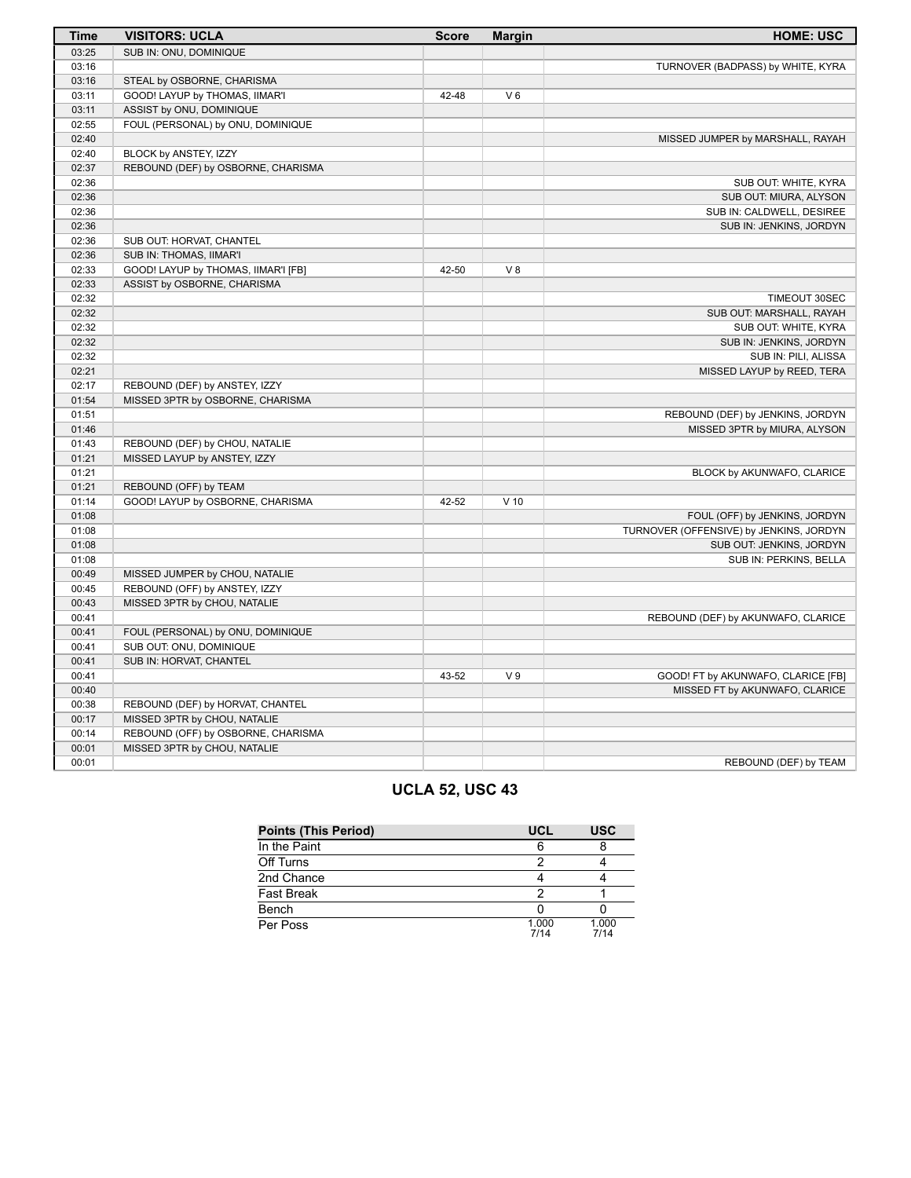| Time | VISITORS: UCLA | Score | Margin | HOME: USC |
|---|---|---|---|---|
| 03:25 | SUB IN: ONU, DOMINIQUE | | | |
| 03:16 | | | | TURNOVER (BADPASS) by WHITE, KYRA |
| 03:16 | STEAL by OSBORNE, CHARISMA | | | |
| 03:11 | GOOD! LAYUP by THOMAS, IIMAR'I | 42-48 | V 6 | |
| 03:11 | ASSIST by ONU, DOMINIQUE | | | |
| 02:55 | FOUL (PERSONAL) by ONU, DOMINIQUE | | | |
| 02:40 | | | | MISSED JUMPER by MARSHALL, RAYAH |
| 02:40 | BLOCK by ANSTEY, IZZY | | | |
| 02:37 | REBOUND (DEF) by OSBORNE, CHARISMA | | | |
| 02:36 | | | | SUB OUT: WHITE, KYRA |
| 02:36 | | | | SUB OUT: MIURA, ALYSON |
| 02:36 | | | | SUB IN: CALDWELL, DESIREE |
| 02:36 | | | | SUB IN: JENKINS, JORDYN |
| 02:36 | SUB OUT: HORVAT, CHANTEL | | | |
| 02:36 | SUB IN: THOMAS, IIMAR'I | | | |
| 02:33 | GOOD! LAYUP by THOMAS, IIMAR'I [FB] | 42-50 | V 8 | |
| 02:33 | ASSIST by OSBORNE, CHARISMA | | | |
| 02:32 | | | | TIMEOUT 30SEC |
| 02:32 | | | | SUB OUT: MARSHALL, RAYAH |
| 02:32 | | | | SUB OUT: WHITE, KYRA |
| 02:32 | | | | SUB IN: JENKINS, JORDYN |
| 02:32 | | | | SUB IN: PILI, ALISSA |
| 02:21 | | | | MISSED LAYUP by REED, TERA |
| 02:17 | REBOUND (DEF) by ANSTEY, IZZY | | | |
| 01:54 | MISSED 3PTR by OSBORNE, CHARISMA | | | |
| 01:51 | | | | REBOUND (DEF) by JENKINS, JORDYN |
| 01:46 | | | | MISSED 3PTR by MIURA, ALYSON |
| 01:43 | REBOUND (DEF) by CHOU, NATALIE | | | |
| 01:21 | MISSED LAYUP by ANSTEY, IZZY | | | |
| 01:21 | | | | BLOCK by AKUNWAFO, CLARICE |
| 01:21 | REBOUND (OFF) by TEAM | | | |
| 01:14 | GOOD! LAYUP by OSBORNE, CHARISMA | 42-52 | V 10 | |
| 01:08 | | | | FOUL (OFF) by JENKINS, JORDYN |
| 01:08 | | | | TURNOVER (OFFENSIVE) by JENKINS, JORDYN |
| 01:08 | | | | SUB OUT: JENKINS, JORDYN |
| 01:08 | | | | SUB IN: PERKINS, BELLA |
| 00:49 | MISSED JUMPER by CHOU, NATALIE | | | |
| 00:45 | REBOUND (OFF) by ANSTEY, IZZY | | | |
| 00:43 | MISSED 3PTR by CHOU, NATALIE | | | |
| 00:41 | | | | REBOUND (DEF) by AKUNWAFO, CLARICE |
| 00:41 | FOUL (PERSONAL) by ONU, DOMINIQUE | | | |
| 00:41 | SUB OUT: ONU, DOMINIQUE | | | |
| 00:41 | SUB IN: HORVAT, CHANTEL | | | |
| 00:41 | | 43-52 | V 9 | GOOD! FT by AKUNWAFO, CLARICE [FB] |
| 00:40 | | | | MISSED FT by AKUNWAFO, CLARICE |
| 00:38 | REBOUND (DEF) by HORVAT, CHANTEL | | | |
| 00:17 | MISSED 3PTR by CHOU, NATALIE | | | |
| 00:14 | REBOUND (OFF) by OSBORNE, CHARISMA | | | |
| 00:01 | MISSED 3PTR by CHOU, NATALIE | | | |
| 00:01 | | | | REBOUND (DEF) by TEAM |

## UCLA 52, USC 43

| Points (This Period) | UCL | USC |
|---|---|---|
| In the Paint | 6 | 8 |
| Off Turns | 2 | 4 |
| 2nd Chance | 4 | 4 |
| Fast Break | 2 | 1 |
| Bench | 0 | 0 |
| Per Poss | 1.000 7/14 | 1.000 7/14 |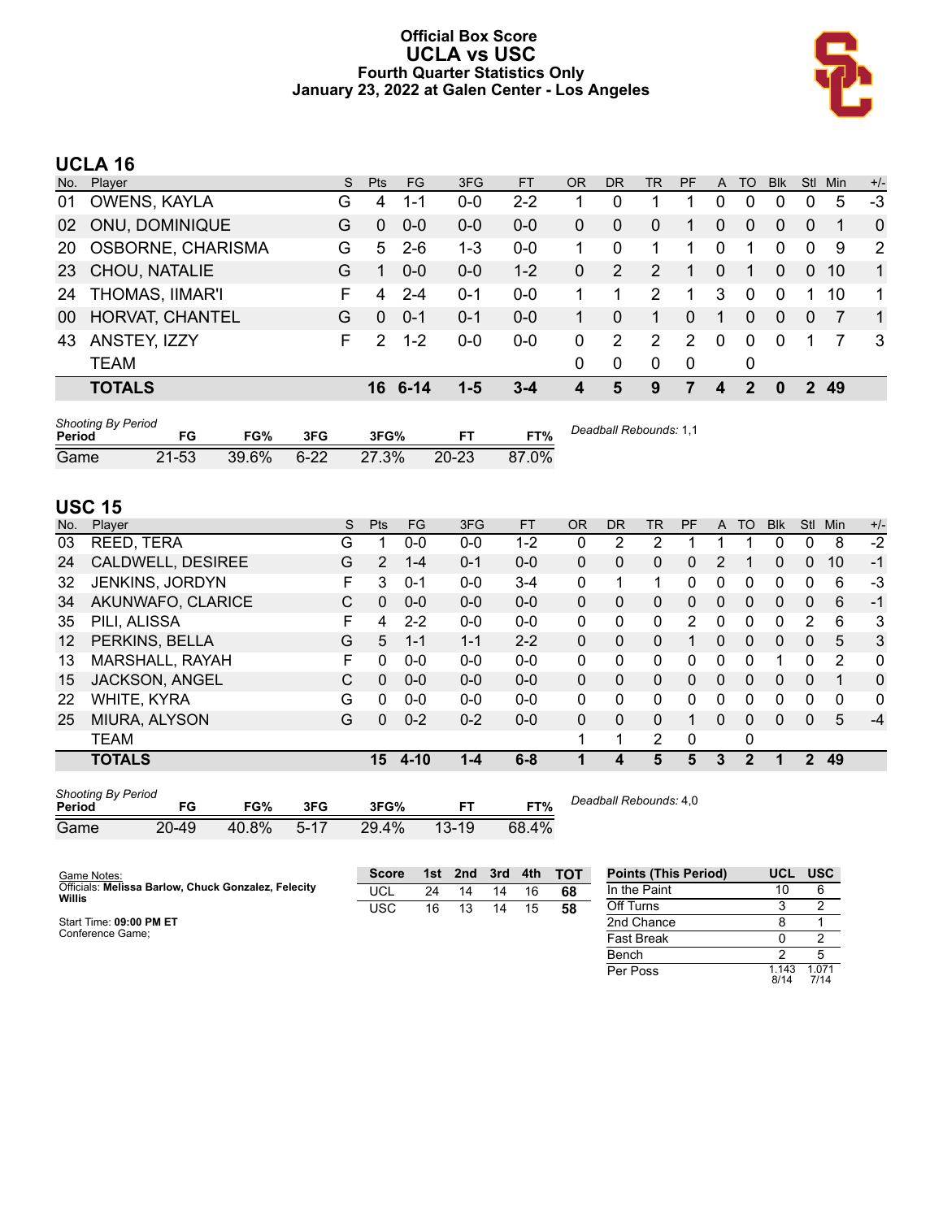# Official Box Score
## UCLA vs USC
### Fourth Quarter Statistics Only
### January 23, 2022 at Galen Center - Los Angeles

## UCLA 16

| No. | Player | S | Pts | FG | 3FG | FT | OR | DR | TR | PF | A | TO | Blk | Stl | Min | +/- |
|---|---|---|---|---|---|---|---|---|---|---|---|---|---|---|---|---|
| 01 | OWENS, KAYLA | G | 4 | 1-1 | 0-0 | 2-2 | 1 | 0 | 1 | 1 | 0 | 0 | 0 | 0 | 5 | -3 |
| 02 | ONU, DOMINIQUE | G | 0 | 0-0 | 0-0 | 0-0 | 0 | 0 | 0 | 1 | 0 | 0 | 0 | 0 | 1 | 0 |
| 20 | OSBORNE, CHARISMA | G | 5 | 2-6 | 1-3 | 0-0 | 1 | 0 | 1 | 1 | 0 | 1 | 0 | 0 | 9 | 2 |
| 23 | CHOU, NATALIE | G | 1 | 0-0 | 0-0 | 1-2 | 0 | 2 | 2 | 1 | 0 | 1 | 0 | 0 | 10 | 1 |
| 24 | THOMAS, IIMAR'I | F | 4 | 2-4 | 0-1 | 0-0 | 1 | 1 | 2 | 1 | 3 | 0 | 0 | 1 | 10 | 1 |
| 00 | HORVAT, CHANTEL | G | 0 | 0-1 | 0-1 | 0-0 | 1 | 0 | 1 | 0 | 1 | 0 | 0 | 0 | 7 | 1 |
| 43 | ANSTEY, IZZY | F | 2 | 1-2 | 0-0 | 0-0 | 0 | 2 | 2 | 2 | 0 | 0 | 0 | 1 | 7 | 3 |
| | TEAM | | | | | | 0 | 0 | 0 | 0 | | 0 | | | | |
| | **TOTALS** | | **16** | **6-14** | **1-5** | **3-4** | **4** | **5** | **9** | **7** | **4** | **2** | **0** | **2** | **49** | |

*Shooting By Period*

| Period | FG | FG% | 3FG | 3FG% | FT | FT% |
|---|---|---|---|---|---|---|
| Game | 21-53 | 39.6% | 6-22 | 27.3% | 20-23 | 87.0% |

*Deadball Rebounds:* 1,1

## USC 15

| No. | Player | S | Pts | FG | 3FG | FT | OR | DR | TR | PF | A | TO | Blk | Stl | Min | +/- |
|---|---|---|---|---|---|---|---|---|---|---|---|---|---|---|---|---|
| 03 | REED, TERA | G | 1 | 0-0 | 0-0 | 1-2 | 0 | 2 | 2 | 1 | 1 | 1 | 0 | 0 | 8 | -2 |
| 24 | CALDWELL, DESIREE | G | 2 | 1-4 | 0-1 | 0-0 | 0 | 0 | 0 | 0 | 2 | 1 | 0 | 0 | 10 | -1 |
| 32 | JENKINS, JORDYN | F | 3 | 0-1 | 0-0 | 3-4 | 0 | 1 | 1 | 0 | 0 | 0 | 0 | 0 | 6 | -3 |
| 34 | AKUNWAFO, CLARICE | C | 0 | 0-0 | 0-0 | 0-0 | 0 | 0 | 0 | 0 | 0 | 0 | 0 | 0 | 6 | -1 |
| 35 | PILI, ALISSA | F | 4 | 2-2 | 0-0 | 0-0 | 0 | 0 | 0 | 2 | 0 | 0 | 0 | 2 | 6 | 3 |
| 12 | PERKINS, BELLA | G | 5 | 1-1 | 1-1 | 2-2 | 0 | 0 | 0 | 1 | 0 | 0 | 0 | 0 | 5 | 3 |
| 13 | MARSHALL, RAYAH | F | 0 | 0-0 | 0-0 | 0-0 | 0 | 0 | 0 | 0 | 0 | 0 | 1 | 0 | 2 | 0 |
| 15 | JACKSON, ANGEL | C | 0 | 0-0 | 0-0 | 0-0 | 0 | 0 | 0 | 0 | 0 | 0 | 0 | 0 | 1 | 0 |
| 22 | WHITE, KYRA | G | 0 | 0-0 | 0-0 | 0-0 | 0 | 0 | 0 | 0 | 0 | 0 | 0 | 0 | 0 | 0 |
| 25 | MIURA, ALYSON | G | 0 | 0-2 | 0-2 | 0-0 | 0 | 0 | 0 | 1 | 0 | 0 | 0 | 0 | 5 | -4 |
| | TEAM | | | | | | 1 | 1 | 2 | 0 | | 0 | | | | |
| | **TOTALS** | | **15** | **4-10** | **1-4** | **6-8** | **1** | **4** | **5** | **5** | **3** | **2** | **1** | **2** | **49** | |

*Shooting By Period*

| Period | FG | FG% | 3FG | 3FG% | FT | FT% |
|---|---|---|---|---|---|---|
| Game | 20-49 | 40.8% | 5-17 | 29.4% | 13-19 | 68.4% |

*Deadball Rebounds:* 4,0

Game Notes:
Officials: **Melissa Barlow, Chuck Gonzalez, Felecity Willis**

Start Time: **09:00 PM ET**
Conference Game;

| Score | 1st | 2nd | 3rd | 4th | TOT |
|---|---|---|---|---|---|
| UCL | 24 | 14 | 14 | 16 | **68** |
| USC | 16 | 13 | 14 | 15 | **58** |

| Points (This Period) | UCL | USC |
|---|---|---|
| In the Paint | 10 | 6 |
| Off Turns | 3 | 2 |
| 2nd Chance | 8 | 1 |
| Fast Break | 0 | 2 |
| Bench | 2 | 5 |
| Per Poss | 1.143 8/14 | 1.071 7/14 |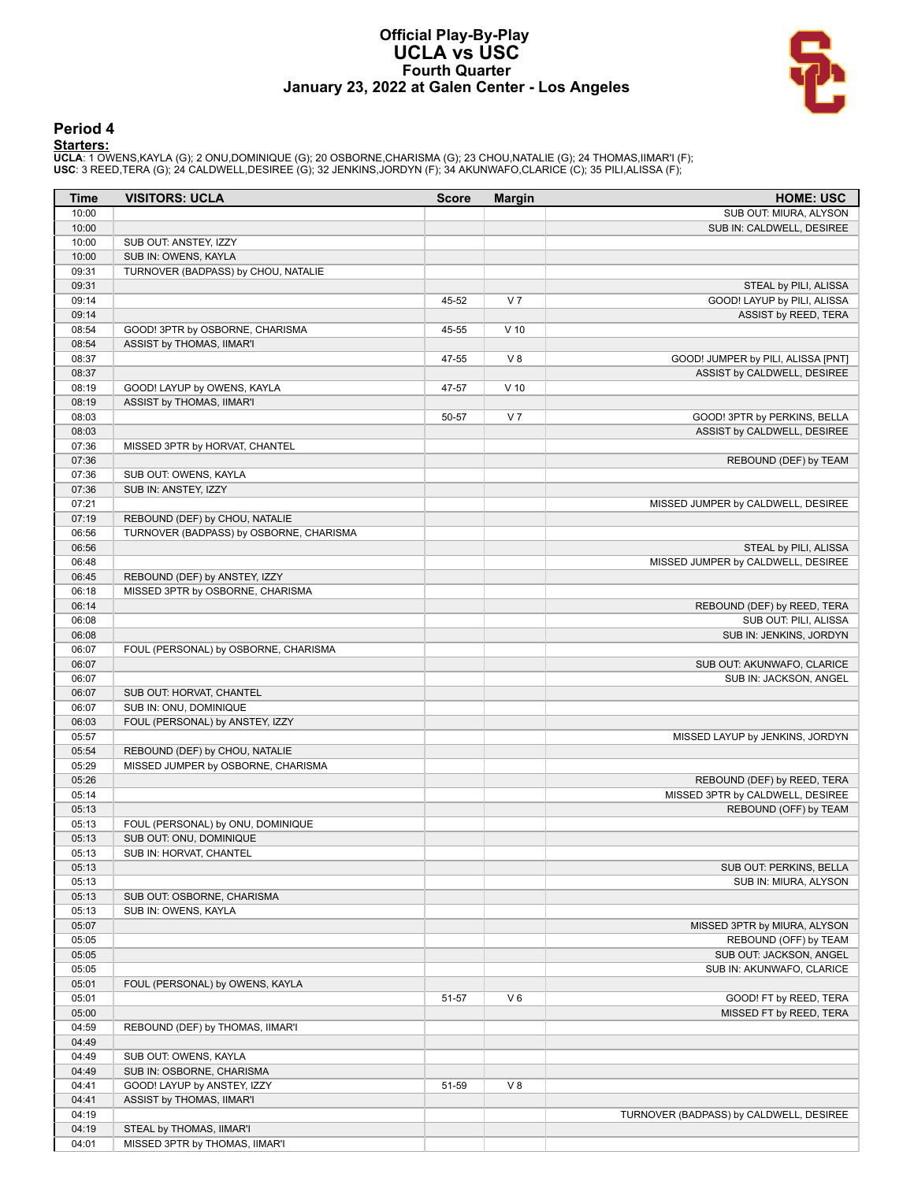# Official Play-By-Play
## UCLA vs USC
### Fourth Quarter
### January 23, 2022 at Galen Center - Los Angeles

## Period 4

**Starters:**

**UCLA**: 1 OWENS,KAYLA (G); 2 ONU,DOMINIQUE (G); 20 OSBORNE,CHARISMA (G); 23 CHOU,NATALIE (G); 24 THOMAS,IIMAR'I (F);
**USC**: 3 REED,TERA (G); 24 CALDWELL,DESIREE (G); 32 JENKINS,JORDYN (F); 34 AKUNWAFO,CLARICE (C); 35 PILI,ALISSA (F);

| Time | VISITORS: UCLA | Score | Margin | HOME: USC |
|---|---|---|---|---|
| 10:00 | | | | SUB OUT: MIURA, ALYSON |
| 10:00 | | | | SUB IN: CALDWELL, DESIREE |
| 10:00 | SUB OUT: ANSTEY, IZZY | | | |
| 10:00 | SUB IN: OWENS, KAYLA | | | |
| 09:31 | TURNOVER (BADPASS) by CHOU, NATALIE | | | |
| 09:31 | | | | STEAL by PILI, ALISSA |
| 09:14 | | 45-52 | V 7 | GOOD! LAYUP by PILI, ALISSA |
| 09:14 | | | | ASSIST by REED, TERA |
| 08:54 | GOOD! 3PTR by OSBORNE, CHARISMA | 45-55 | V 10 | |
| 08:54 | ASSIST by THOMAS, IIMAR'I | | | |
| 08:37 | | 47-55 | V 8 | GOOD! JUMPER by PILI, ALISSA [PNT] |
| 08:37 | | | | ASSIST by CALDWELL, DESIREE |
| 08:19 | GOOD! LAYUP by OWENS, KAYLA | 47-57 | V 10 | |
| 08:19 | ASSIST by THOMAS, IIMAR'I | | | |
| 08:03 | | 50-57 | V 7 | GOOD! 3PTR by PERKINS, BELLA |
| 08:03 | | | | ASSIST by CALDWELL, DESIREE |
| 07:36 | MISSED 3PTR by HORVAT, CHANTEL | | | |
| 07:36 | | | | REBOUND (DEF) by TEAM |
| 07:36 | SUB OUT: OWENS, KAYLA | | | |
| 07:36 | SUB IN: ANSTEY, IZZY | | | |
| 07:21 | | | | MISSED JUMPER by CALDWELL, DESIREE |
| 07:19 | REBOUND (DEF) by CHOU, NATALIE | | | |
| 06:56 | TURNOVER (BADPASS) by OSBORNE, CHARISMA | | | |
| 06:56 | | | | STEAL by PILI, ALISSA |
| 06:48 | | | | MISSED JUMPER by CALDWELL, DESIREE |
| 06:45 | REBOUND (DEF) by ANSTEY, IZZY | | | |
| 06:18 | MISSED 3PTR by OSBORNE, CHARISMA | | | |
| 06:14 | | | | REBOUND (DEF) by REED, TERA |
| 06:08 | | | | SUB OUT: PILI, ALISSA |
| 06:08 | | | | SUB IN: JENKINS, JORDYN |
| 06:07 | FOUL (PERSONAL) by OSBORNE, CHARISMA | | | |
| 06:07 | | | | SUB OUT: AKUNWAFO, CLARICE |
| 06:07 | | | | SUB IN: JACKSON, ANGEL |
| 06:07 | SUB OUT: HORVAT, CHANTEL | | | |
| 06:07 | SUB IN: ONU, DOMINIQUE | | | |
| 06:03 | FOUL (PERSONAL) by ANSTEY, IZZY | | | |
| 05:57 | | | | MISSED LAYUP by JENKINS, JORDYN |
| 05:54 | REBOUND (DEF) by CHOU, NATALIE | | | |
| 05:29 | MISSED JUMPER by OSBORNE, CHARISMA | | | |
| 05:26 | | | | REBOUND (DEF) by REED, TERA |
| 05:14 | | | | MISSED 3PTR by CALDWELL, DESIREE |
| 05:13 | | | | REBOUND (OFF) by TEAM |
| 05:13 | FOUL (PERSONAL) by ONU, DOMINIQUE | | | |
| 05:13 | SUB OUT: ONU, DOMINIQUE | | | |
| 05:13 | SUB IN: HORVAT, CHANTEL | | | |
| 05:13 | | | | SUB OUT: PERKINS, BELLA |
| 05:13 | | | | SUB IN: MIURA, ALYSON |
| 05:13 | SUB OUT: OSBORNE, CHARISMA | | | |
| 05:13 | SUB IN: OWENS, KAYLA | | | |
| 05:07 | | | | MISSED 3PTR by MIURA, ALYSON |
| 05:05 | | | | REBOUND (OFF) by TEAM |
| 05:05 | | | | SUB OUT: JACKSON, ANGEL |
| 05:05 | | | | SUB IN: AKUNWAFO, CLARICE |
| 05:01 | FOUL (PERSONAL) by OWENS, KAYLA | | | |
| 05:01 | | 51-57 | V 6 | GOOD! FT by REED, TERA |
| 05:00 | | | | MISSED FT by REED, TERA |
| 04:59 | REBOUND (DEF) by THOMAS, IIMAR'I | | | |
| 04:49 | | | | |
| 04:49 | SUB OUT: OWENS, KAYLA | | | |
| 04:49 | SUB IN: OSBORNE, CHARISMA | | | |
| 04:41 | GOOD! LAYUP by ANSTEY, IZZY | 51-59 | V 8 | |
| 04:41 | ASSIST by THOMAS, IIMAR'I | | | |
| 04:19 | | | | TURNOVER (BADPASS) by CALDWELL, DESIREE |
| 04:19 | STEAL by THOMAS, IIMAR'I | | | |
| 04:01 | MISSED 3PTR by THOMAS, IIMAR'I | | | |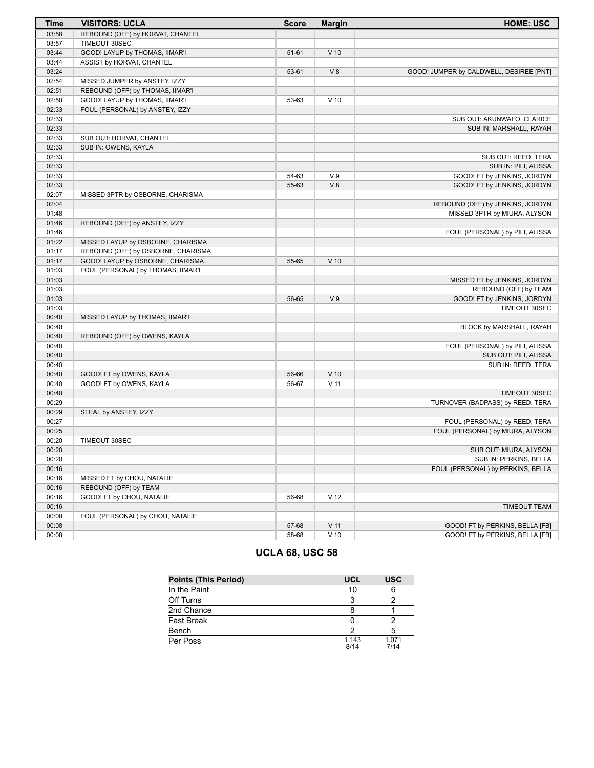| Time | VISITORS: UCLA | Score | Margin | HOME: USC |
|---|---|---|---|---|
| 03:58 | REBOUND (OFF) by HORVAT, CHANTEL | | | |
| 03:57 | TIMEOUT 30SEC | | | |
| 03:44 | GOOD! LAYUP by THOMAS, IIMAR'I | 51-61 | V 10 | |
| 03:44 | ASSIST by HORVAT, CHANTEL | | | |
| 03:24 | | 53-61 | V 8 | GOOD! JUMPER by CALDWELL, DESIREE [PNT] |
| 02:54 | MISSED JUMPER by ANSTEY, IZZY | | | |
| 02:51 | REBOUND (OFF) by THOMAS, IIMAR'I | | | |
| 02:50 | GOOD! LAYUP by THOMAS, IIMAR'I | 53-63 | V 10 | |
| 02:33 | FOUL (PERSONAL) by ANSTEY, IZZY | | | |
| 02:33 | | | | SUB OUT: AKUNWAFO, CLARICE |
| 02:33 | | | | SUB IN: MARSHALL, RAYAH |
| 02:33 | SUB OUT: HORVAT, CHANTEL | | | |
| 02:33 | SUB IN: OWENS, KAYLA | | | |
| 02:33 | | | | SUB OUT: REED, TERA |
| 02:33 | | | | SUB IN: PILI, ALISSA |
| 02:33 | | 54-63 | V 9 | GOOD! FT by JENKINS, JORDYN |
| 02:33 | | 55-63 | V 8 | GOOD! FT by JENKINS, JORDYN |
| 02:07 | MISSED 3PTR by OSBORNE, CHARISMA | | | |
| 02:04 | | | | REBOUND (DEF) by JENKINS, JORDYN |
| 01:48 | | | | MISSED 3PTR by MIURA, ALYSON |
| 01:46 | REBOUND (DEF) by ANSTEY, IZZY | | | |
| 01:46 | | | | FOUL (PERSONAL) by PILI, ALISSA |
| 01:22 | MISSED LAYUP by OSBORNE, CHARISMA | | | |
| 01:17 | REBOUND (OFF) by OSBORNE, CHARISMA | | | |
| 01:17 | GOOD! LAYUP by OSBORNE, CHARISMA | 55-65 | V 10 | |
| 01:03 | FOUL (PERSONAL) by THOMAS, IIMAR'I | | | |
| 01:03 | | | | MISSED FT by JENKINS, JORDYN |
| 01:03 | | | | REBOUND (OFF) by TEAM |
| 01:03 | | 56-65 | V 9 | GOOD! FT by JENKINS, JORDYN |
| 01:03 | | | | TIMEOUT 30SEC |
| 00:40 | MISSED LAYUP by THOMAS, IIMAR'I | | | |
| 00:40 | | | | BLOCK by MARSHALL, RAYAH |
| 00:40 | REBOUND (OFF) by OWENS, KAYLA | | | |
| 00:40 | | | | FOUL (PERSONAL) by PILI, ALISSA |
| 00:40 | | | | SUB OUT: PILI, ALISSA |
| 00:40 | | | | SUB IN: REED, TERA |
| 00:40 | GOOD! FT by OWENS, KAYLA | 56-66 | V 10 | |
| 00:40 | GOOD! FT by OWENS, KAYLA | 56-67 | V 11 | |
| 00:40 | | | | TIMEOUT 30SEC |
| 00:29 | | | | TURNOVER (BADPASS) by REED, TERA |
| 00:29 | STEAL by ANSTEY, IZZY | | | |
| 00:27 | | | | FOUL (PERSONAL) by REED, TERA |
| 00:25 | | | | FOUL (PERSONAL) by MIURA, ALYSON |
| 00:20 | TIMEOUT 30SEC | | | |
| 00:20 | | | | SUB OUT: MIURA, ALYSON |
| 00:20 | | | | SUB IN: PERKINS, BELLA |
| 00:16 | | | | FOUL (PERSONAL) by PERKINS, BELLA |
| 00:16 | MISSED FT by CHOU, NATALIE | | | |
| 00:16 | REBOUND (OFF) by TEAM | | | |
| 00:16 | GOOD! FT by CHOU, NATALIE | 56-68 | V 12 | |
| 00:16 | | | | TIMEOUT TEAM |
| 00:08 | FOUL (PERSONAL) by CHOU, NATALIE | | | |
| 00:08 | | 57-68 | V 11 | GOOD! FT by PERKINS, BELLA [FB] |
| 00:08 | | 58-68 | V 10 | GOOD! FT by PERKINS, BELLA [FB] |

## UCLA 68, USC 58

| Points (This Period) | UCL | USC |
|---|---|---|
| In the Paint | 10 | 6 |
| Off Turns | 3 | 2 |
| 2nd Chance | 8 | 1 |
| Fast Break | 0 | 2 |
| Bench | 2 | 5 |
| Per Poss | 1.143 8/14 | 1.071 7/14 |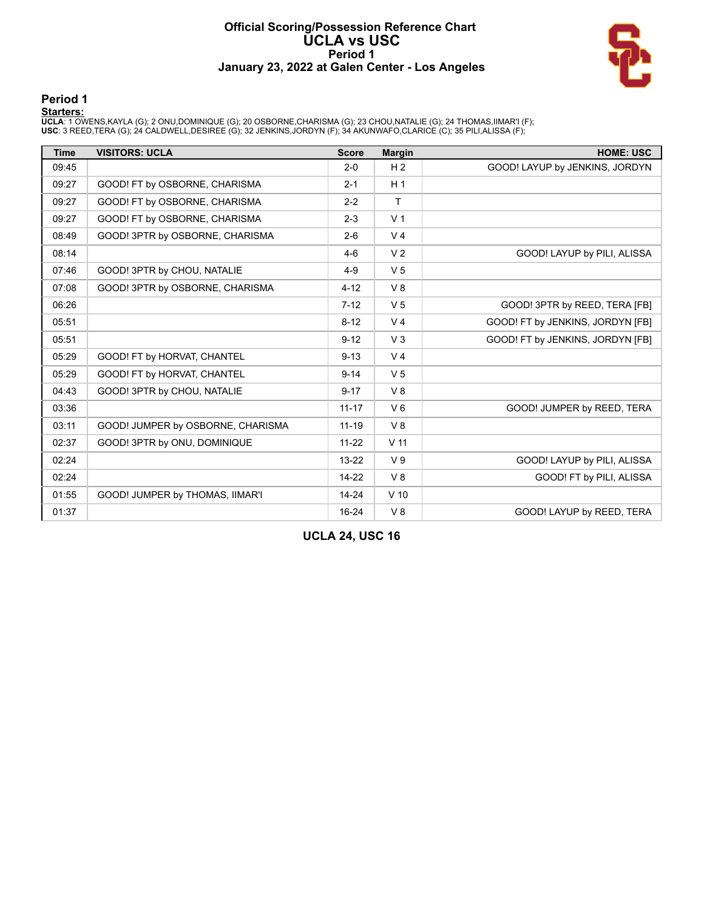# Official Scoring/Possession Reference Chart
# UCLA vs USC
## Period 1
## January 23, 2022 at Galen Center - Los Angeles

### Period 1

**Starters:**

**UCLA**: 1 OWENS,KAYLA (G); 2 ONU,DOMINIQUE (G); 20 OSBORNE,CHARISMA (G); 23 CHOU,NATALIE (G); 24 THOMAS,IIMAR'I (F);
**USC**: 3 REED,TERA (G); 24 CALDWELL,DESIREE (G); 32 JENKINS,JORDYN (F); 34 AKUNWAFO,CLARICE (C); 35 PILI,ALISSA (F);

| Time | VISITORS: UCLA | Score | Margin | HOME: USC |
|---|---|---|---|---|
| 09:45 | | 2-0 | H 2 | GOOD! LAYUP by JENKINS, JORDYN |
| 09:27 | GOOD! FT by OSBORNE, CHARISMA | 2-1 | H 1 | |
| 09:27 | GOOD! FT by OSBORNE, CHARISMA | 2-2 | T | |
| 09:27 | GOOD! FT by OSBORNE, CHARISMA | 2-3 | V 1 | |
| 08:49 | GOOD! 3PTR by OSBORNE, CHARISMA | 2-6 | V 4 | |
| 08:14 | | 4-6 | V 2 | GOOD! LAYUP by PILI, ALISSA |
| 07:46 | GOOD! 3PTR by CHOU, NATALIE | 4-9 | V 5 | |
| 07:08 | GOOD! 3PTR by OSBORNE, CHARISMA | 4-12 | V 8 | |
| 06:26 | | 7-12 | V 5 | GOOD! 3PTR by REED, TERA [FB] |
| 05:51 | | 8-12 | V 4 | GOOD! FT by JENKINS, JORDYN [FB] |
| 05:51 | | 9-12 | V 3 | GOOD! FT by JENKINS, JORDYN [FB] |
| 05:29 | GOOD! FT by HORVAT, CHANTEL | 9-13 | V 4 | |
| 05:29 | GOOD! FT by HORVAT, CHANTEL | 9-14 | V 5 | |
| 04:43 | GOOD! 3PTR by CHOU, NATALIE | 9-17 | V 8 | |
| 03:36 | | 11-17 | V 6 | GOOD! JUMPER by REED, TERA |
| 03:11 | GOOD! JUMPER by OSBORNE, CHARISMA | 11-19 | V 8 | |
| 02:37 | GOOD! 3PTR by ONU, DOMINIQUE | 11-22 | V 11 | |
| 02:24 | | 13-22 | V 9 | GOOD! LAYUP by PILI, ALISSA |
| 02:24 | | 14-22 | V 8 | GOOD! FT by PILI, ALISSA |
| 01:55 | GOOD! JUMPER by THOMAS, IIMAR'I | 14-24 | V 10 | |
| 01:37 | | 16-24 | V 8 | GOOD! LAYUP by REED, TERA |

**UCLA 24, USC 16**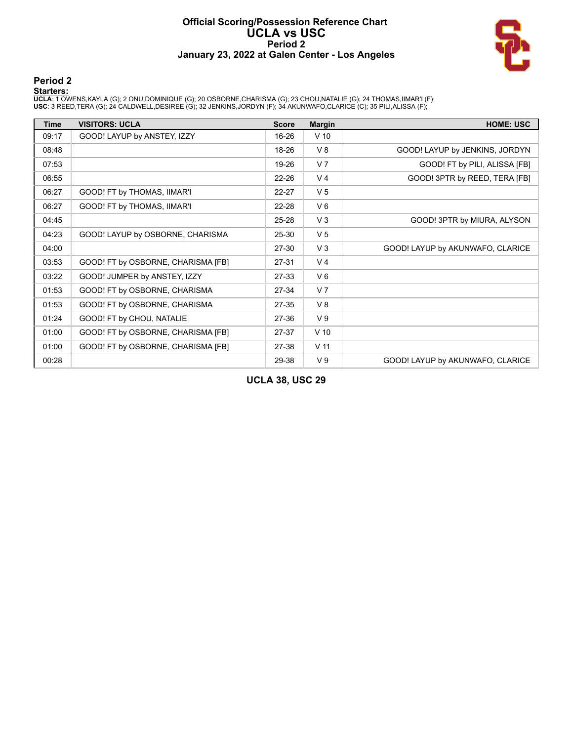# Official Scoring/Possession Reference Chart
# UCLA vs USC
## Period 2
## January 23, 2022 at Galen Center - Los Angeles

### Period 2

**Starters:**

**UCLA**: 1 OWENS,KAYLA (G); 2 ONU,DOMINIQUE (G); 20 OSBORNE,CHARISMA (G); 23 CHOU,NATALIE (G); 24 THOMAS,IIMAR'I (F);
**USC**: 3 REED,TERA (G); 24 CALDWELL,DESIREE (G); 32 JENKINS,JORDYN (F); 34 AKUNWAFO,CLARICE (C); 35 PILI,ALISSA (F);

| Time | VISITORS: UCLA | Score | Margin | HOME: USC |
|---|---|---|---|---|
| 09:17 | GOOD! LAYUP by ANSTEY, IZZY | 16-26 | V 10 | |
| 08:48 | | 18-26 | V 8 | GOOD! LAYUP by JENKINS, JORDYN |
| 07:53 | | 19-26 | V 7 | GOOD! FT by PILI, ALISSA [FB] |
| 06:55 | | 22-26 | V 4 | GOOD! 3PTR by REED, TERA [FB] |
| 06:27 | GOOD! FT by THOMAS, IIMAR'I | 22-27 | V 5 | |
| 06:27 | GOOD! FT by THOMAS, IIMAR'I | 22-28 | V 6 | |
| 04:45 | | 25-28 | V 3 | GOOD! 3PTR by MIURA, ALYSON |
| 04:23 | GOOD! LAYUP by OSBORNE, CHARISMA | 25-30 | V 5 | |
| 04:00 | | 27-30 | V 3 | GOOD! LAYUP by AKUNWAFO, CLARICE |
| 03:53 | GOOD! FT by OSBORNE, CHARISMA [FB] | 27-31 | V 4 | |
| 03:22 | GOOD! JUMPER by ANSTEY, IZZY | 27-33 | V 6 | |
| 01:53 | GOOD! FT by OSBORNE, CHARISMA | 27-34 | V 7 | |
| 01:53 | GOOD! FT by OSBORNE, CHARISMA | 27-35 | V 8 | |
| 01:24 | GOOD! FT by CHOU, NATALIE | 27-36 | V 9 | |
| 01:00 | GOOD! FT by OSBORNE, CHARISMA [FB] | 27-37 | V 10 | |
| 01:00 | GOOD! FT by OSBORNE, CHARISMA [FB] | 27-38 | V 11 | |
| 00:28 | | 29-38 | V 9 | GOOD! LAYUP by AKUNWAFO, CLARICE |

**UCLA 38, USC 29**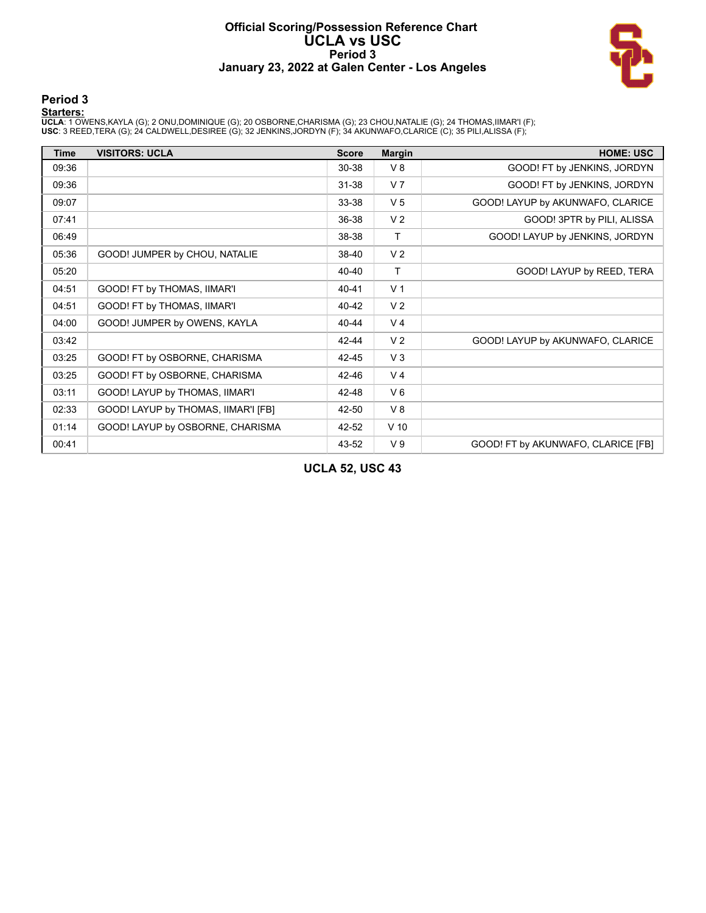# Official Scoring/Possession Reference Chart
# UCLA vs USC
## Period 3
### January 23, 2022 at Galen Center - Los Angeles

## Period 3

**Starters:**

**UCLA**: 1 OWENS,KAYLA (G); 2 ONU,DOMINIQUE (G); 20 OSBORNE,CHARISMA (G); 23 CHOU,NATALIE (G); 24 THOMAS,IIMAR'I (F);
**USC**: 3 REED,TERA (G); 24 CALDWELL,DESIREE (G); 32 JENKINS,JORDYN (F); 34 AKUNWAFO,CLARICE (C); 35 PILI,ALISSA (F);

| Time | VISITORS: UCLA | Score | Margin | HOME: USC |
|---|---|---|---|---|
| 09:36 | | 30-38 | V 8 | GOOD! FT by JENKINS, JORDYN |
| 09:36 | | 31-38 | V 7 | GOOD! FT by JENKINS, JORDYN |
| 09:07 | | 33-38 | V 5 | GOOD! LAYUP by AKUNWAFO, CLARICE |
| 07:41 | | 36-38 | V 2 | GOOD! 3PTR by PILI, ALISSA |
| 06:49 | | 38-38 | T | GOOD! LAYUP by JENKINS, JORDYN |
| 05:36 | GOOD! JUMPER by CHOU, NATALIE | 38-40 | V 2 | |
| 05:20 | | 40-40 | T | GOOD! LAYUP by REED, TERA |
| 04:51 | GOOD! FT by THOMAS, IIMAR'I | 40-41 | V 1 | |
| 04:51 | GOOD! FT by THOMAS, IIMAR'I | 40-42 | V 2 | |
| 04:00 | GOOD! JUMPER by OWENS, KAYLA | 40-44 | V 4 | |
| 03:42 | | 42-44 | V 2 | GOOD! LAYUP by AKUNWAFO, CLARICE |
| 03:25 | GOOD! FT by OSBORNE, CHARISMA | 42-45 | V 3 | |
| 03:25 | GOOD! FT by OSBORNE, CHARISMA | 42-46 | V 4 | |
| 03:11 | GOOD! LAYUP by THOMAS, IIMAR'I | 42-48 | V 6 | |
| 02:33 | GOOD! LAYUP by THOMAS, IIMAR'I [FB] | 42-50 | V 8 | |
| 01:14 | GOOD! LAYUP by OSBORNE, CHARISMA | 42-52 | V 10 | |
| 00:41 | | 43-52 | V 9 | GOOD! FT by AKUNWAFO, CLARICE [FB] |

**UCLA 52, USC 43**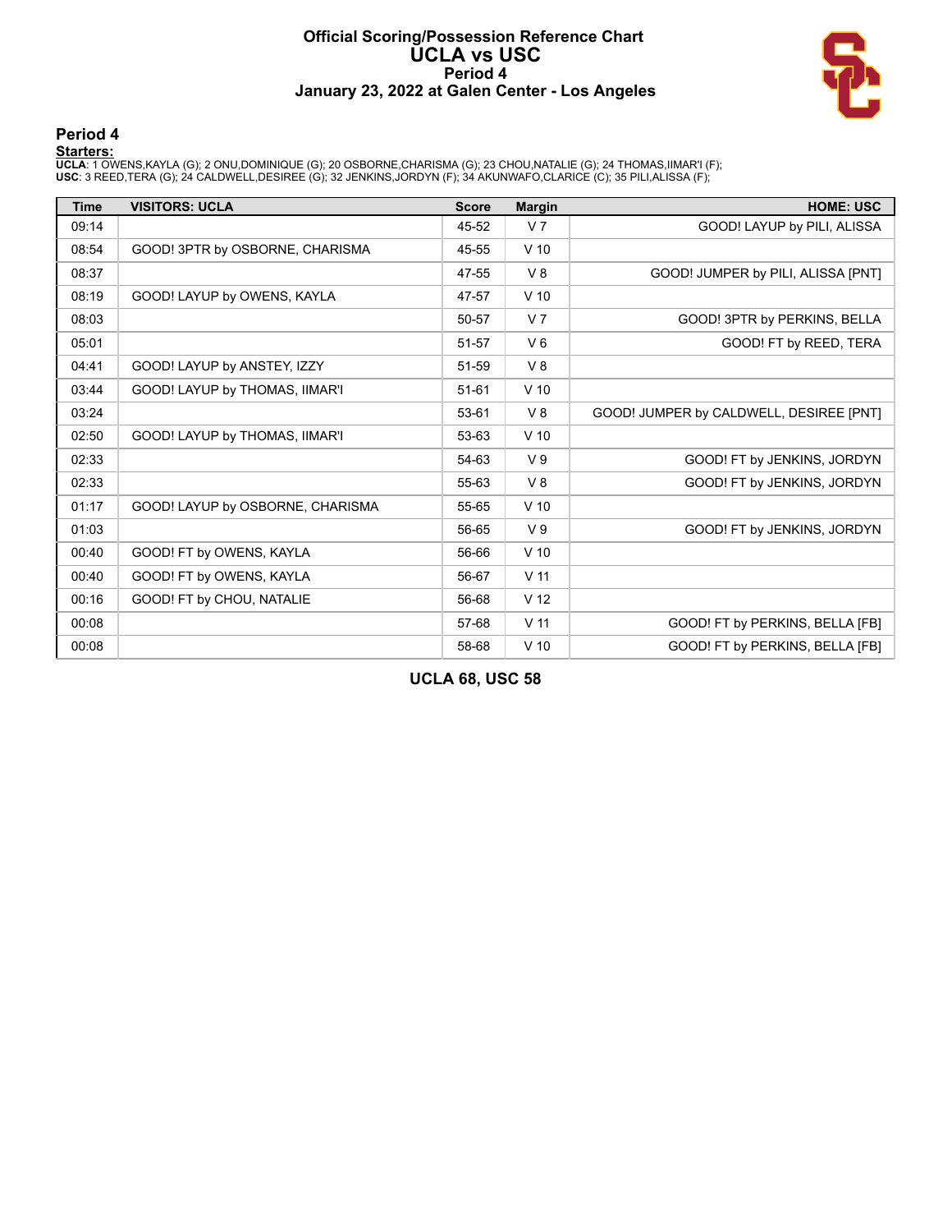# Official Scoring/Possession Reference Chart
# UCLA vs USC
## Period 4
## January 23, 2022 at Galen Center - Los Angeles

### Period 4

**Starters:**

**UCLA**: 1 OWENS,KAYLA (G); 2 ONU,DOMINIQUE (G); 20 OSBORNE,CHARISMA (G); 23 CHOU,NATALIE (G); 24 THOMAS,IIMAR'I (F);
**USC**: 3 REED,TERA (G); 24 CALDWELL,DESIREE (G); 32 JENKINS,JORDYN (F); 34 AKUNWAFO,CLARICE (C); 35 PILI,ALISSA (F);

| Time | VISITORS: UCLA | Score | Margin | HOME: USC |
|---|---|---|---|---|
| 09:14 | | 45-52 | V 7 | GOOD! LAYUP by PILI, ALISSA |
| 08:54 | GOOD! 3PTR by OSBORNE, CHARISMA | 45-55 | V 10 | |
| 08:37 | | 47-55 | V 8 | GOOD! JUMPER by PILI, ALISSA [PNT] |
| 08:19 | GOOD! LAYUP by OWENS, KAYLA | 47-57 | V 10 | |
| 08:03 | | 50-57 | V 7 | GOOD! 3PTR by PERKINS, BELLA |
| 05:01 | | 51-57 | V 6 | GOOD! FT by REED, TERA |
| 04:41 | GOOD! LAYUP by ANSTEY, IZZY | 51-59 | V 8 | |
| 03:44 | GOOD! LAYUP by THOMAS, IIMAR'I | 51-61 | V 10 | |
| 03:24 | | 53-61 | V 8 | GOOD! JUMPER by CALDWELL, DESIREE [PNT] |
| 02:50 | GOOD! LAYUP by THOMAS, IIMAR'I | 53-63 | V 10 | |
| 02:33 | | 54-63 | V 9 | GOOD! FT by JENKINS, JORDYN |
| 02:33 | | 55-63 | V 8 | GOOD! FT by JENKINS, JORDYN |
| 01:17 | GOOD! LAYUP by OSBORNE, CHARISMA | 55-65 | V 10 | |
| 01:03 | | 56-65 | V 9 | GOOD! FT by JENKINS, JORDYN |
| 00:40 | GOOD! FT by OWENS, KAYLA | 56-66 | V 10 | |
| 00:40 | GOOD! FT by OWENS, KAYLA | 56-67 | V 11 | |
| 00:16 | GOOD! FT by CHOU, NATALIE | 56-68 | V 12 | |
| 00:08 | | 57-68 | V 11 | GOOD! FT by PERKINS, BELLA [FB] |
| 00:08 | | 58-68 | V 10 | GOOD! FT by PERKINS, BELLA [FB] |

**UCLA 68, USC 58**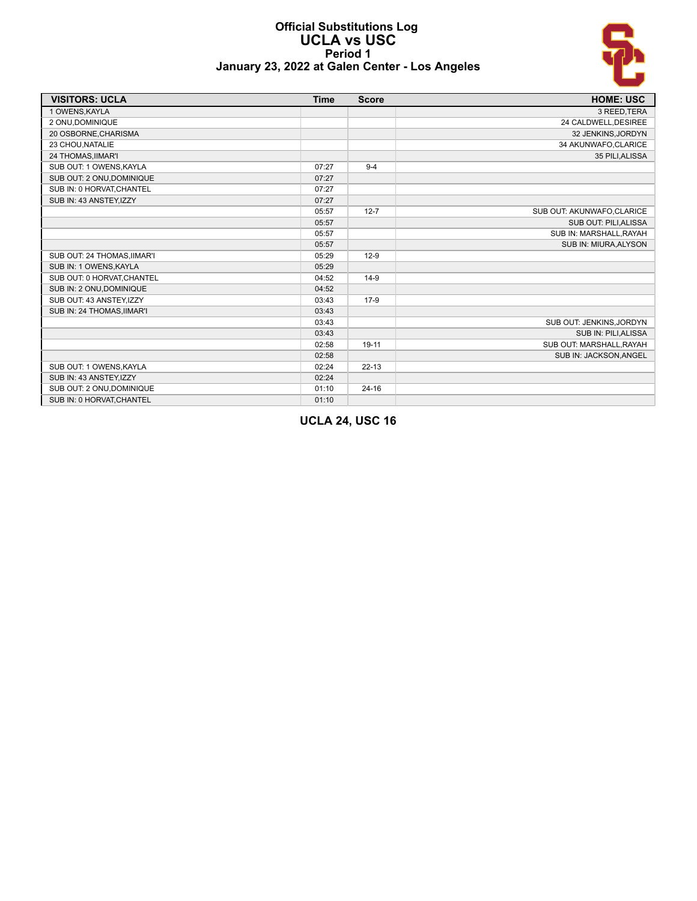# Official Substitutions Log
## UCLA vs USC
### Period 1
### January 23, 2022 at Galen Center - Los Angeles

| VISITORS: UCLA | Time | Score | HOME: USC |
|---|---|---|---|
| 1 OWENS,KAYLA | | | 3 REED,TERA |
| 2 ONU,DOMINIQUE | | | 24 CALDWELL,DESIREE |
| 20 OSBORNE,CHARISMA | | | 32 JENKINS,JORDYN |
| 23 CHOU,NATALIE | | | 34 AKUNWAFO,CLARICE |
| 24 THOMAS,IIMAR'I | | | 35 PILI,ALISSA |
| SUB OUT: 1 OWENS,KAYLA | 07:27 | 9-4 | |
| SUB OUT: 2 ONU,DOMINIQUE | 07:27 | | |
| SUB IN: 0 HORVAT,CHANTEL | 07:27 | | |
| SUB IN: 43 ANSTEY,IZZY | 07:27 | | |
| | 05:57 | 12-7 | SUB OUT: AKUNWAFO,CLARICE |
| | 05:57 | | SUB OUT: PILI,ALISSA |
| | 05:57 | | SUB IN: MARSHALL,RAYAH |
| | 05:57 | | SUB IN: MIURA,ALYSON |
| SUB OUT: 24 THOMAS,IIMAR'I | 05:29 | 12-9 | |
| SUB IN: 1 OWENS,KAYLA | 05:29 | | |
| SUB OUT: 0 HORVAT,CHANTEL | 04:52 | 14-9 | |
| SUB IN: 2 ONU,DOMINIQUE | 04:52 | | |
| SUB OUT: 43 ANSTEY,IZZY | 03:43 | 17-9 | |
| SUB IN: 24 THOMAS,IIMAR'I | 03:43 | | |
| | 03:43 | | SUB OUT: JENKINS,JORDYN |
| | 03:43 | | SUB IN: PILI,ALISSA |
| | 02:58 | 19-11 | SUB OUT: MARSHALL,RAYAH |
| | 02:58 | | SUB IN: JACKSON,ANGEL |
| SUB OUT: 1 OWENS,KAYLA | 02:24 | 22-13 | |
| SUB IN: 43 ANSTEY,IZZY | 02:24 | | |
| SUB OUT: 2 ONU,DOMINIQUE | 01:10 | 24-16 | |
| SUB IN: 0 HORVAT,CHANTEL | 01:10 | | |

**UCLA 24, USC 16**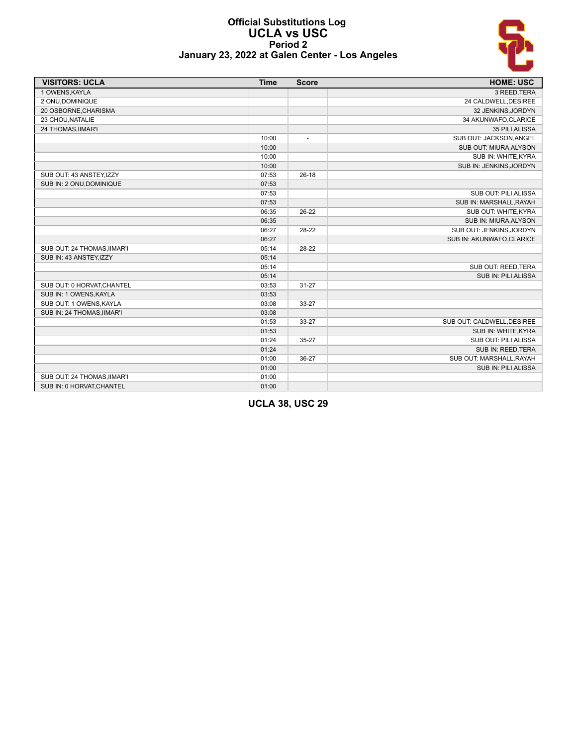# Official Substitutions Log
## UCLA vs USC
### Period 2
### January 23, 2022 at Galen Center - Los Angeles

| VISITORS: UCLA | Time | Score | HOME: USC |
|---|---|---|---|
| 1 OWENS,KAYLA | | | 3 REED,TERA |
| 2 ONU,DOMINIQUE | | | 24 CALDWELL,DESIREE |
| 20 OSBORNE,CHARISMA | | | 32 JENKINS,JORDYN |
| 23 CHOU,NATALIE | | | 34 AKUNWAFO,CLARICE |
| 24 THOMAS,IIMAR'I | | | 35 PILI,ALISSA |
| | 10:00 | - | SUB OUT: JACKSON,ANGEL |
| | 10:00 | | SUB OUT: MIURA,ALYSON |
| | 10:00 | | SUB IN: WHITE,KYRA |
| | 10:00 | | SUB IN: JENKINS,JORDYN |
| SUB OUT: 43 ANSTEY,IZZY | 07:53 | 26-18 | |
| SUB IN: 2 ONU,DOMINIQUE | 07:53 | | |
| | 07:53 | | SUB OUT: PILI,ALISSA |
| | 07:53 | | SUB IN: MARSHALL,RAYAH |
| | 06:35 | 26-22 | SUB OUT: WHITE,KYRA |
| | 06:35 | | SUB IN: MIURA,ALYSON |
| | 06:27 | 28-22 | SUB OUT: JENKINS,JORDYN |
| | 06:27 | | SUB IN: AKUNWAFO,CLARICE |
| SUB OUT: 24 THOMAS,IIMAR'I | 05:14 | 28-22 | |
| SUB IN: 43 ANSTEY,IZZY | 05:14 | | |
| | 05:14 | | SUB OUT: REED,TERA |
| | 05:14 | | SUB IN: PILI,ALISSA |
| SUB OUT: 0 HORVAT,CHANTEL | 03:53 | 31-27 | |
| SUB IN: 1 OWENS,KAYLA | 03:53 | | |
| SUB OUT: 1 OWENS,KAYLA | 03:08 | 33-27 | |
| SUB IN: 24 THOMAS,IIMAR'I | 03:08 | | |
| | 01:53 | 33-27 | SUB OUT: CALDWELL,DESIREE |
| | 01:53 | | SUB IN: WHITE,KYRA |
| | 01:24 | 35-27 | SUB OUT: PILI,ALISSA |
| | 01:24 | | SUB IN: REED,TERA |
| | 01:00 | 36-27 | SUB OUT: MARSHALL,RAYAH |
| | 01:00 | | SUB IN: PILI,ALISSA |
| SUB OUT: 24 THOMAS,IIMAR'I | 01:00 | | |
| SUB IN: 0 HORVAT,CHANTEL | 01:00 | | |

**UCLA 38, USC 29**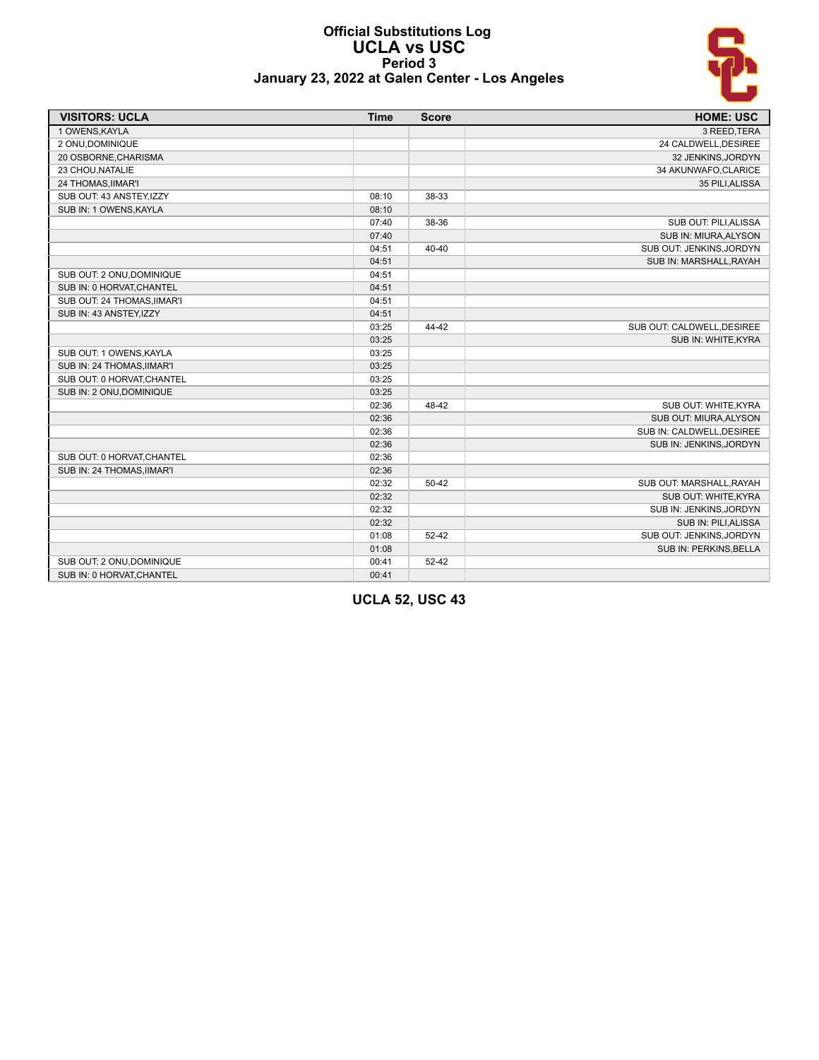# Official Substitutions Log
## UCLA vs USC
### Period 3
### January 23, 2022 at Galen Center - Los Angeles

| VISITORS: UCLA | Time | Score | HOME: USC |
|---|---|---|---|
| 1 OWENS,KAYLA | | | 3 REED,TERA |
| 2 ONU,DOMINIQUE | | | 24 CALDWELL,DESIREE |
| 20 OSBORNE,CHARISMA | | | 32 JENKINS,JORDYN |
| 23 CHOU,NATALIE | | | 34 AKUNWAFO,CLARICE |
| 24 THOMAS,IIMAR'I | | | 35 PILI,ALISSA |
| SUB OUT: 43 ANSTEY,IZZY | 08:10 | 38-33 | |
| SUB IN: 1 OWENS,KAYLA | 08:10 | | |
| | 07:40 | 38-36 | SUB OUT: PILI,ALISSA |
| | 07:40 | | SUB IN: MIURA,ALYSON |
| | 04:51 | 40-40 | SUB OUT: JENKINS,JORDYN |
| | 04:51 | | SUB IN: MARSHALL,RAYAH |
| SUB OUT: 2 ONU,DOMINIQUE | 04:51 | | |
| SUB IN: 0 HORVAT,CHANTEL | 04:51 | | |
| SUB OUT: 24 THOMAS,IIMAR'I | 04:51 | | |
| SUB IN: 43 ANSTEY,IZZY | 04:51 | | |
| | 03:25 | 44-42 | SUB OUT: CALDWELL,DESIREE |
| | 03:25 | | SUB IN: WHITE,KYRA |
| SUB OUT: 1 OWENS,KAYLA | 03:25 | | |
| SUB IN: 24 THOMAS,IIMAR'I | 03:25 | | |
| SUB OUT: 0 HORVAT,CHANTEL | 03:25 | | |
| SUB IN: 2 ONU,DOMINIQUE | 03:25 | | |
| | 02:36 | 48-42 | SUB OUT: WHITE,KYRA |
| | 02:36 | | SUB OUT: MIURA,ALYSON |
| | 02:36 | | SUB IN: CALDWELL,DESIREE |
| | 02:36 | | SUB IN: JENKINS,JORDYN |
| SUB OUT: 0 HORVAT,CHANTEL | 02:36 | | |
| SUB IN: 24 THOMAS,IIMAR'I | 02:36 | | |
| | 02:32 | 50-42 | SUB OUT: MARSHALL,RAYAH |
| | 02:32 | | SUB OUT: WHITE,KYRA |
| | 02:32 | | SUB IN: JENKINS,JORDYN |
| | 02:32 | | SUB IN: PILI,ALISSA |
| | 01:08 | 52-42 | SUB OUT: JENKINS,JORDYN |
| | 01:08 | | SUB IN: PERKINS,BELLA |
| SUB OUT: 2 ONU,DOMINIQUE | 00:41 | 52-42 | |
| SUB IN: 0 HORVAT,CHANTEL | 00:41 | | |

**UCLA 52, USC 43**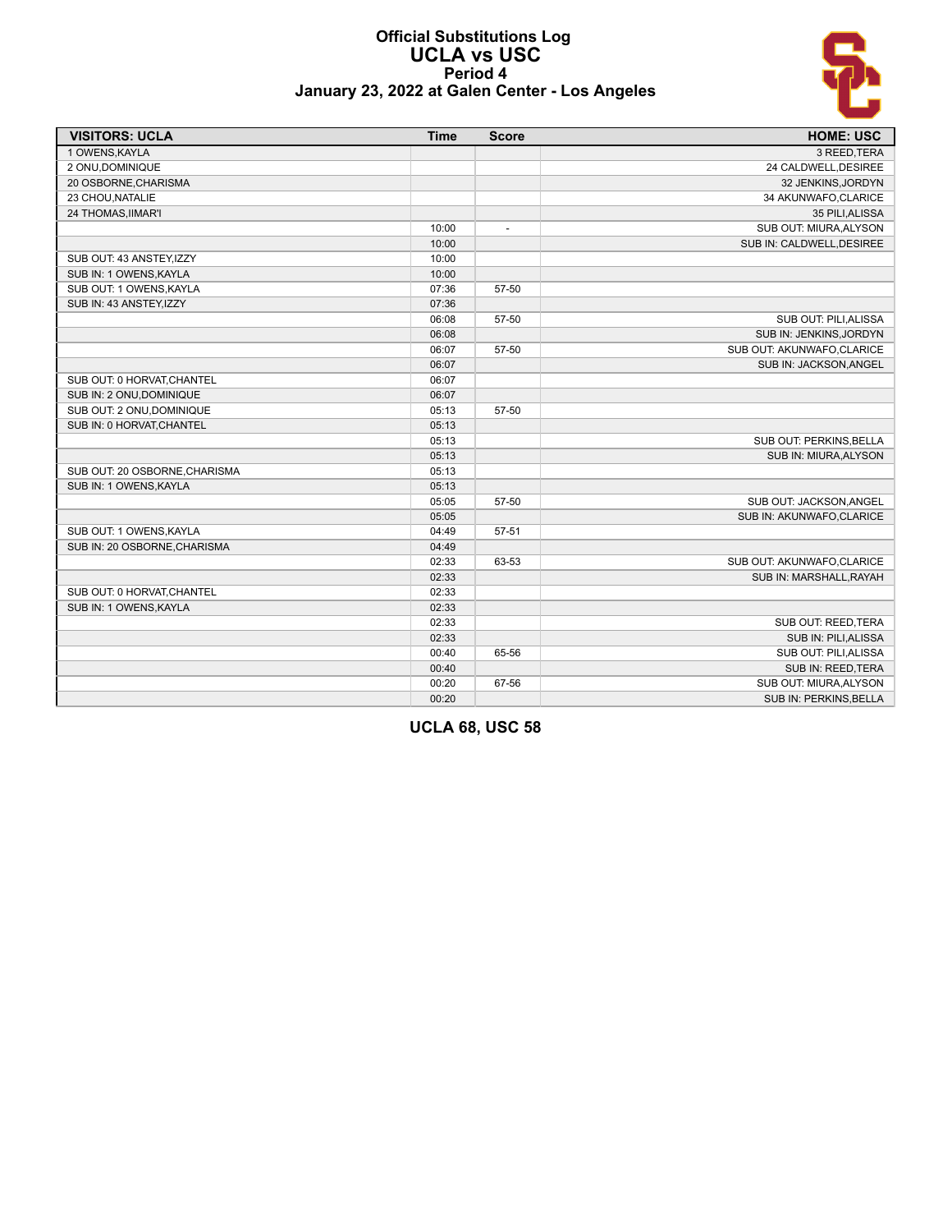# Official Substitutions Log
## UCLA vs USC
### Period 4
### January 23, 2022 at Galen Center - Los Angeles

| VISITORS: UCLA | Time | Score | HOME: USC |
|---|---|---|---|
| 1 OWENS,KAYLA | | | 3 REED,TERA |
| 2 ONU,DOMINIQUE | | | 24 CALDWELL,DESIREE |
| 20 OSBORNE,CHARISMA | | | 32 JENKINS,JORDYN |
| 23 CHOU,NATALIE | | | 34 AKUNWAFO,CLARICE |
| 24 THOMAS,IIMAR'I | | | 35 PILI,ALISSA |
| | 10:00 | - | SUB OUT: MIURA,ALYSON |
| | 10:00 | | SUB IN: CALDWELL,DESIREE |
| SUB OUT: 43 ANSTEY,IZZY | 10:00 | | |
| SUB IN: 1 OWENS,KAYLA | 10:00 | | |
| SUB OUT: 1 OWENS,KAYLA | 07:36 | 57-50 | |
| SUB IN: 43 ANSTEY,IZZY | 07:36 | | |
| | 06:08 | 57-50 | SUB OUT: PILI,ALISSA |
| | 06:08 | | SUB IN: JENKINS,JORDYN |
| | 06:07 | 57-50 | SUB OUT: AKUNWAFO,CLARICE |
| | 06:07 | | SUB IN: JACKSON,ANGEL |
| SUB OUT: 0 HORVAT,CHANTEL | 06:07 | | |
| SUB IN: 2 ONU,DOMINIQUE | 06:07 | | |
| SUB OUT: 2 ONU,DOMINIQUE | 05:13 | 57-50 | |
| SUB IN: 0 HORVAT,CHANTEL | 05:13 | | |
| | 05:13 | | SUB OUT: PERKINS,BELLA |
| | 05:13 | | SUB IN: MIURA,ALYSON |
| SUB OUT: 20 OSBORNE,CHARISMA | 05:13 | | |
| SUB IN: 1 OWENS,KAYLA | 05:13 | | |
| | 05:05 | 57-50 | SUB OUT: JACKSON,ANGEL |
| | 05:05 | | SUB IN: AKUNWAFO,CLARICE |
| SUB OUT: 1 OWENS,KAYLA | 04:49 | 57-51 | |
| SUB IN: 20 OSBORNE,CHARISMA | 04:49 | | |
| | 02:33 | 63-53 | SUB OUT: AKUNWAFO,CLARICE |
| | 02:33 | | SUB IN: MARSHALL,RAYAH |
| SUB OUT: 0 HORVAT,CHANTEL | 02:33 | | |
| SUB IN: 1 OWENS,KAYLA | 02:33 | | |
| | 02:33 | | SUB OUT: REED,TERA |
| | 02:33 | | SUB IN: PILI,ALISSA |
| | 00:40 | 65-56 | SUB OUT: PILI,ALISSA |
| | 00:40 | | SUB IN: REED,TERA |
| | 00:20 | 67-56 | SUB OUT: MIURA,ALYSON |
| | 00:20 | | SUB IN: PERKINS,BELLA |

**UCLA 68, USC 58**